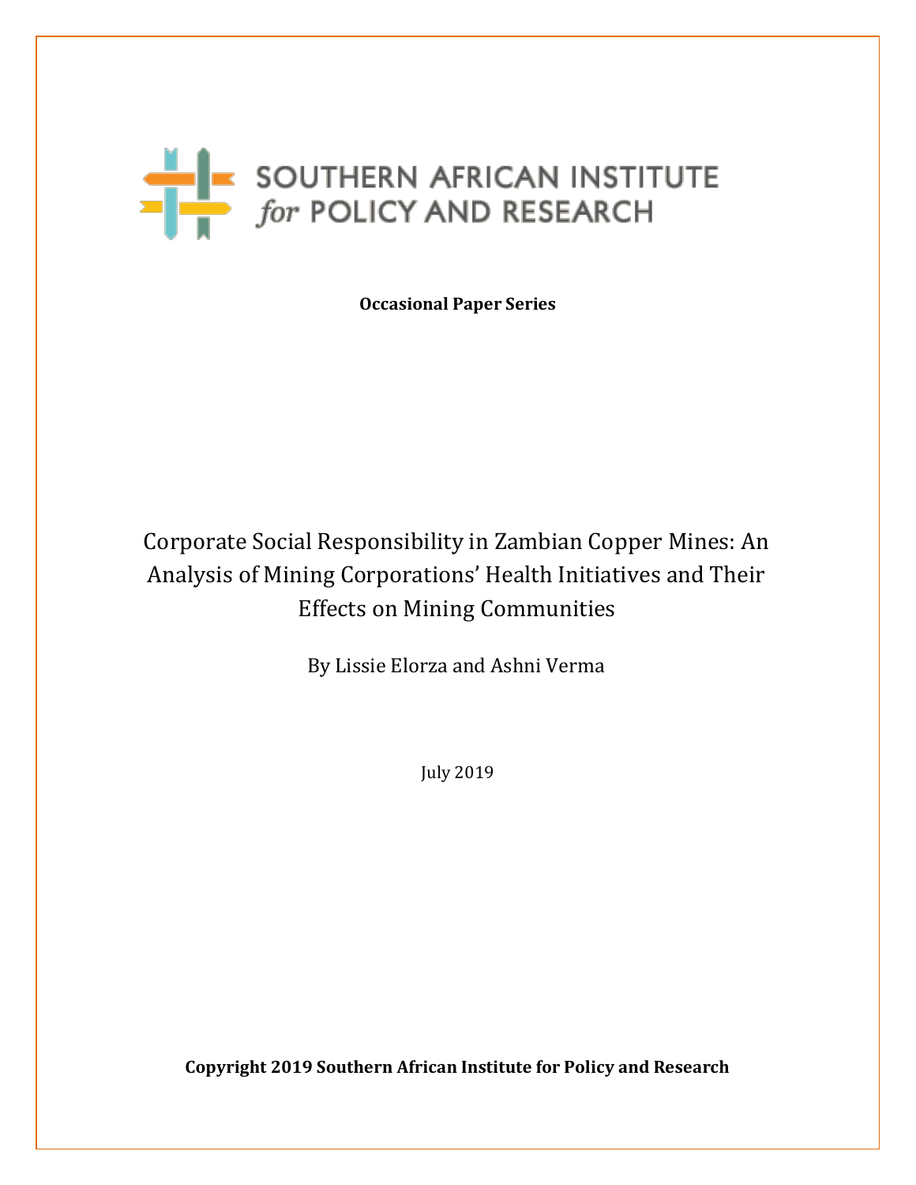SOUTHERN AFRICAN INSTITUTE *for* POLICY AND RESEARCH

**Occasional Paper Series**

# Corporate Social Responsibility in Zambian Copper Mines: An Analysis of Mining Corporations' Health Initiatives and Their Effects on Mining Communities

By Lissie Elorza and Ashni Verma

July 2019

**Copyright 2019 Southern African Institute for Policy and Research**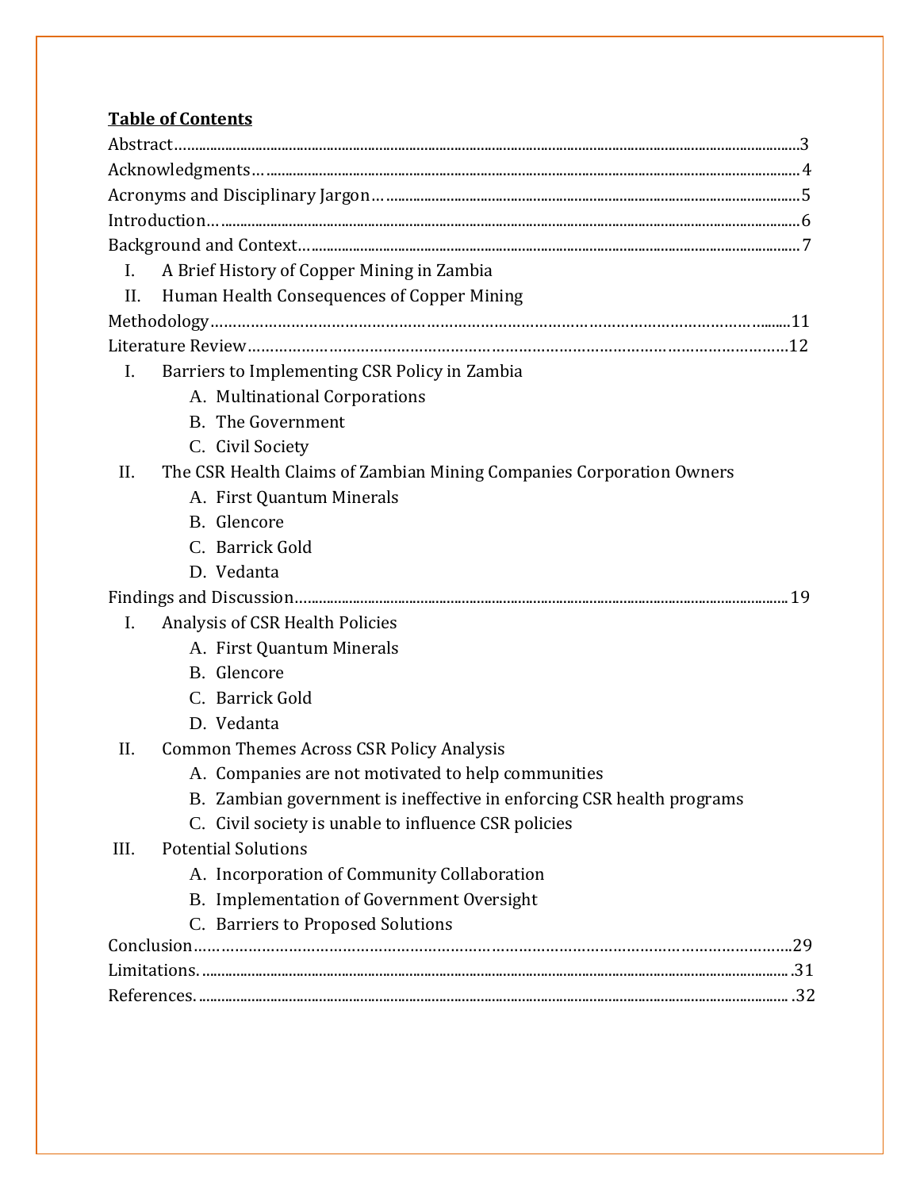## Table of Contents

Abstract…………………………………………………………………………………………3

Acknowledgments…………………………………………………………………………………4

Acronyms and Disciplinary Jargon…………………………………………………………………5

Introduction……………………………………………………………………………………6

Background and Context…………………………………………………………………………7

- I. A Brief History of Copper Mining in Zambia
- II. Human Health Consequences of Copper Mining

Methodology…………………………………………………………………………………11

Literature Review………………………………………………………………………………12

- I. Barriers to Implementing CSR Policy in Zambia
  - A. Multinational Corporations
  - B. The Government
  - C. Civil Society
- II. The CSR Health Claims of Zambian Mining Companies Corporation Owners
  - A. First Quantum Minerals
  - B. Glencore
  - C. Barrick Gold
  - D. Vedanta

Findings and Discussion…………………………………………………………………………19

- I. Analysis of CSR Health Policies
  - A. First Quantum Minerals
  - B. Glencore
  - C. Barrick Gold
  - D. Vedanta
- II. Common Themes Across CSR Policy Analysis
  - A. Companies are not motivated to help communities
  - B. Zambian government is ineffective in enforcing CSR health programs
  - C. Civil society is unable to influence CSR policies
- III. Potential Solutions
  - A. Incorporation of Community Collaboration
  - B. Implementation of Government Oversight
  - C. Barriers to Proposed Solutions

Conclusion……………………………………………………………………………………29

Limitations……………………………………………………………………………………31

References……………………………………………………………………………………32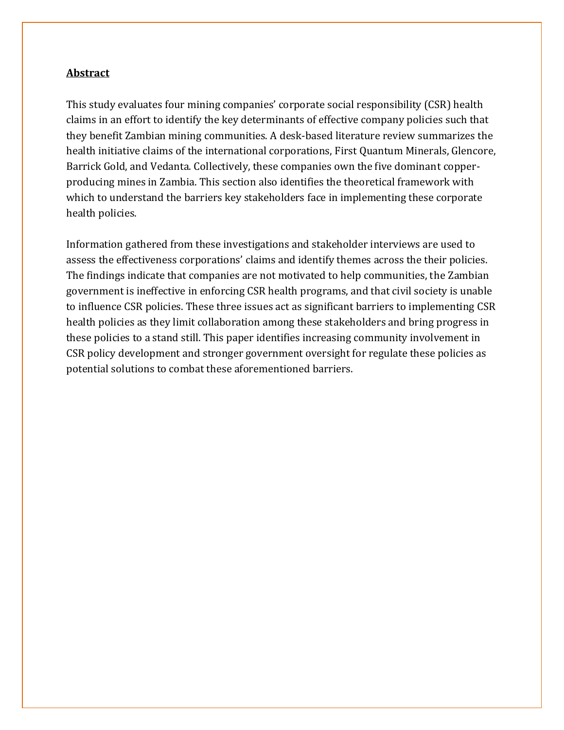## **Abstract**

This study evaluates four mining companies' corporate social responsibility (CSR) health claims in an effort to identify the key determinants of effective company policies such that they benefit Zambian mining communities. A desk-based literature review summarizes the health initiative claims of the international corporations, First Quantum Minerals, Glencore, Barrick Gold, and Vedanta. Collectively, these companies own the five dominant copper-producing mines in Zambia. This section also identifies the theoretical framework with which to understand the barriers key stakeholders face in implementing these corporate health policies.

Information gathered from these investigations and stakeholder interviews are used to assess the effectiveness corporations' claims and identify themes across the their policies. The findings indicate that companies are not motivated to help communities, the Zambian government is ineffective in enforcing CSR health programs, and that civil society is unable to influence CSR policies. These three issues act as significant barriers to implementing CSR health policies as they limit collaboration among these stakeholders and bring progress in these policies to a stand still. This paper identifies increasing community involvement in CSR policy development and stronger government oversight for regulate these policies as potential solutions to combat these aforementioned barriers.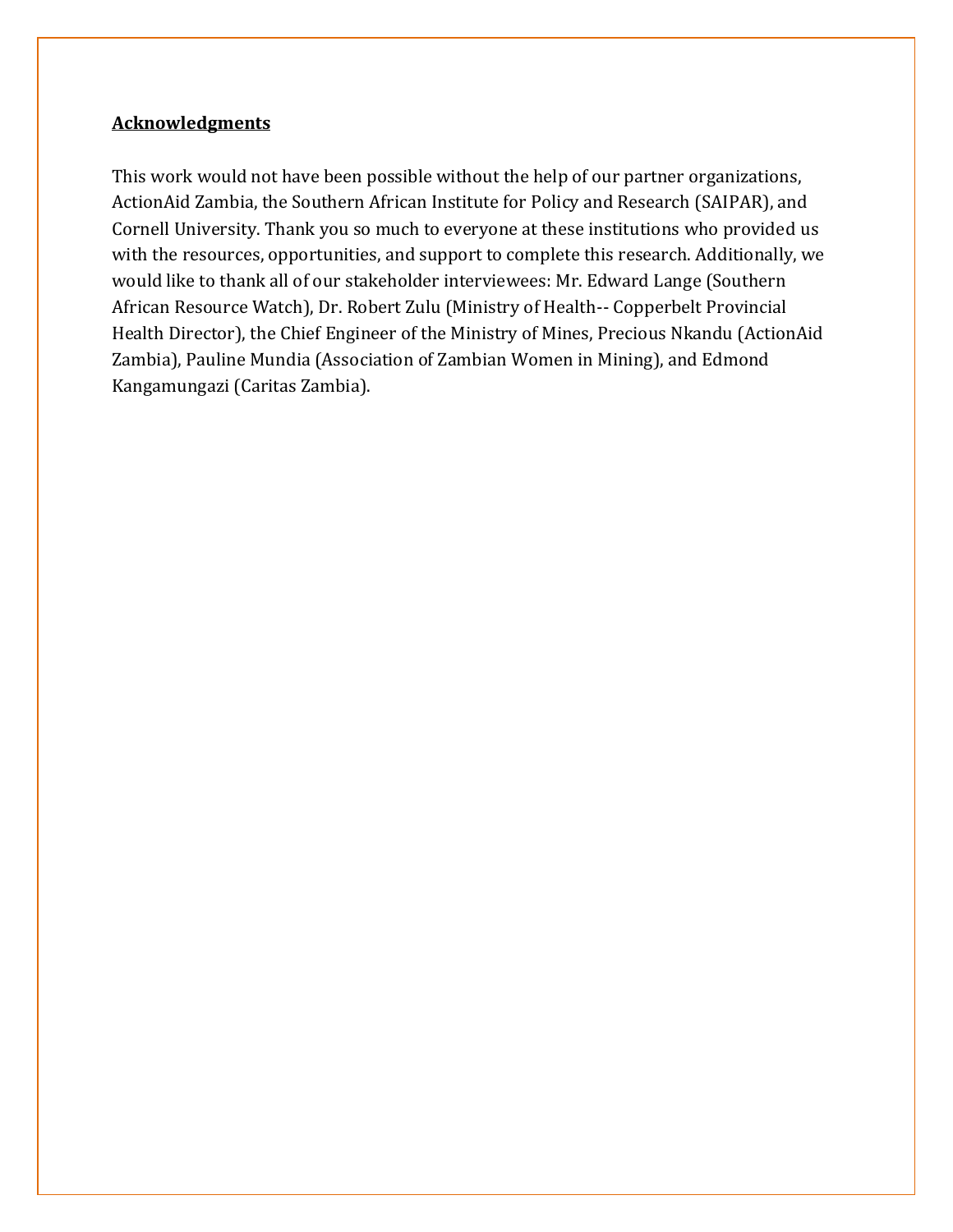## **Acknowledgments**

This work would not have been possible without the help of our partner organizations, ActionAid Zambia, the Southern African Institute for Policy and Research (SAIPAR), and Cornell University. Thank you so much to everyone at these institutions who provided us with the resources, opportunities, and support to complete this research. Additionally, we would like to thank all of our stakeholder interviewees: Mr. Edward Lange (Southern African Resource Watch), Dr. Robert Zulu (Ministry of Health-- Copperbelt Provincial Health Director), the Chief Engineer of the Ministry of Mines, Precious Nkandu (ActionAid Zambia), Pauline Mundia (Association of Zambian Women in Mining), and Edmond Kangamungazi (Caritas Zambia).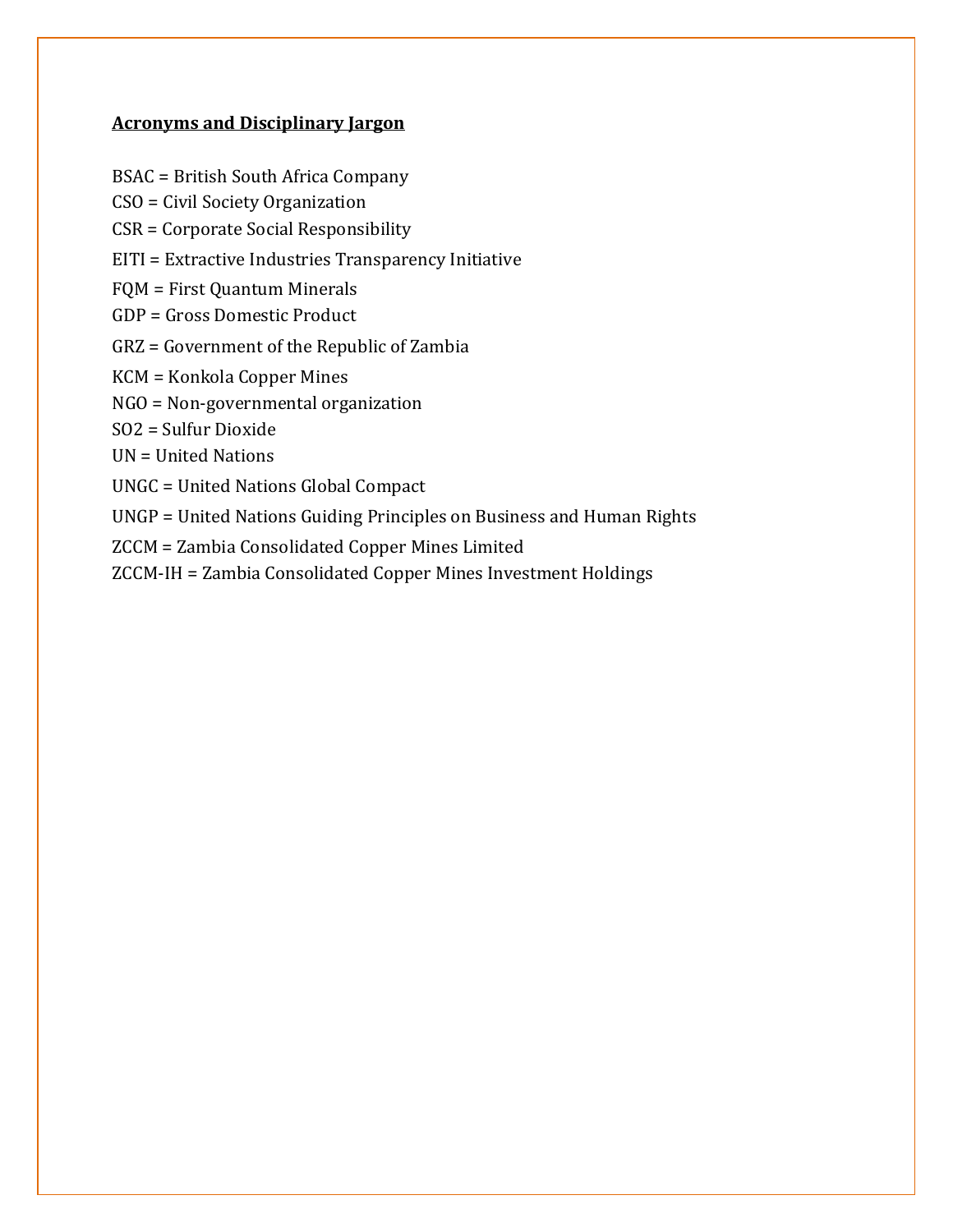## Acronyms and Disciplinary Jargon

BSAC = British South Africa Company

CSO = Civil Society Organization

CSR = Corporate Social Responsibility

EITI = Extractive Industries Transparency Initiative

FQM = First Quantum Minerals

GDP = Gross Domestic Product

GRZ = Government of the Republic of Zambia

KCM = Konkola Copper Mines

NGO = Non-governmental organization

$SO_2$ = Sulfur Dioxide

UN = United Nations

UNGC = United Nations Global Compact

UNGP = United Nations Guiding Principles on Business and Human Rights

ZCCM = Zambia Consolidated Copper Mines Limited

ZCCM-IH = Zambia Consolidated Copper Mines Investment Holdings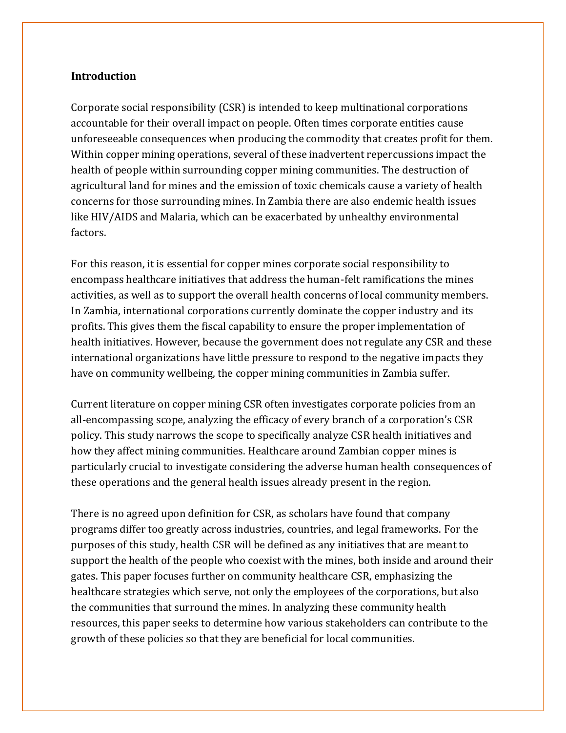## Introduction

Corporate social responsibility (CSR) is intended to keep multinational corporations accountable for their overall impact on people. Often times corporate entities cause unforeseeable consequences when producing the commodity that creates profit for them. Within copper mining operations, several of these inadvertent repercussions impact the health of people within surrounding copper mining communities. The destruction of agricultural land for mines and the emission of toxic chemicals cause a variety of health concerns for those surrounding mines. In Zambia there are also endemic health issues like HIV/AIDS and Malaria, which can be exacerbated by unhealthy environmental factors.

For this reason, it is essential for copper mines corporate social responsibility to encompass healthcare initiatives that address the human-felt ramifications the mines activities, as well as to support the overall health concerns of local community members. In Zambia, international corporations currently dominate the copper industry and its profits. This gives them the fiscal capability to ensure the proper implementation of health initiatives. However, because the government does not regulate any CSR and these international organizations have little pressure to respond to the negative impacts they have on community wellbeing, the copper mining communities in Zambia suffer.

Current literature on copper mining CSR often investigates corporate policies from an all-encompassing scope, analyzing the efficacy of every branch of a corporation's CSR policy. This study narrows the scope to specifically analyze CSR health initiatives and how they affect mining communities. Healthcare around Zambian copper mines is particularly crucial to investigate considering the adverse human health consequences of these operations and the general health issues already present in the region.

There is no agreed upon definition for CSR, as scholars have found that company programs differ too greatly across industries, countries, and legal frameworks. For the purposes of this study, health CSR will be defined as any initiatives that are meant to support the health of the people who coexist with the mines, both inside and around their gates. This paper focuses further on community healthcare CSR, emphasizing the healthcare strategies which serve, not only the employees of the corporations, but also the communities that surround the mines. In analyzing these community health resources, this paper seeks to determine how various stakeholders can contribute to the growth of these policies so that they are beneficial for local communities.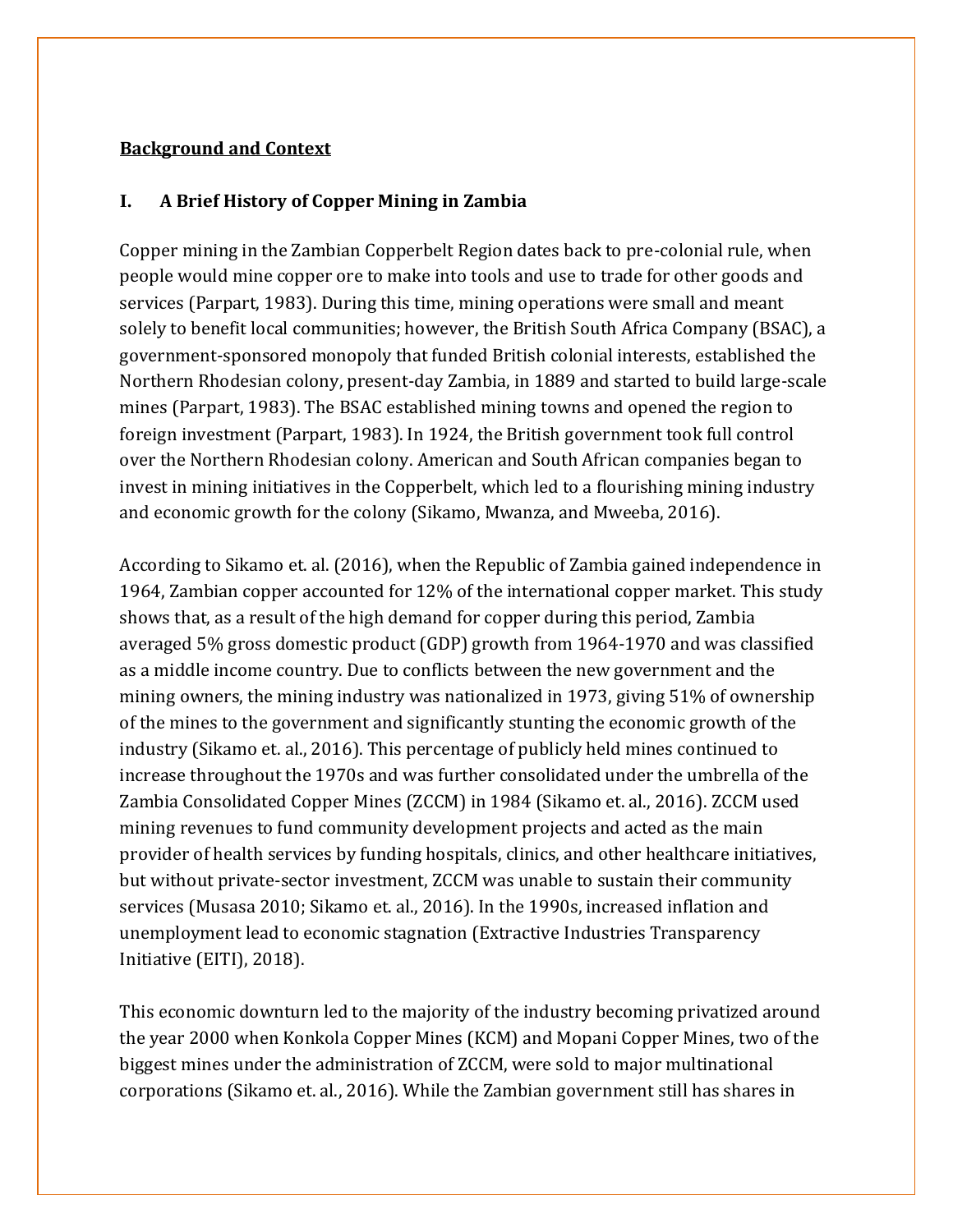**Background and Context**

**I. A Brief History of Copper Mining in Zambia**

Copper mining in the Zambian Copperbelt Region dates back to pre-colonial rule, when people would mine copper ore to make into tools and use to trade for other goods and services (Parpart, 1983). During this time, mining operations were small and meant solely to benefit local communities; however, the British South Africa Company (BSAC), a government-sponsored monopoly that funded British colonial interests, established the Northern Rhodesian colony, present-day Zambia, in 1889 and started to build large-scale mines (Parpart, 1983). The BSAC established mining towns and opened the region to foreign investment (Parpart, 1983). In 1924, the British government took full control over the Northern Rhodesian colony. American and South African companies began to invest in mining initiatives in the Copperbelt, which led to a flourishing mining industry and economic growth for the colony (Sikamo, Mwanza, and Mweeba, 2016).

According to Sikamo et. al. (2016), when the Republic of Zambia gained independence in 1964, Zambian copper accounted for 12% of the international copper market. This study shows that, as a result of the high demand for copper during this period, Zambia averaged 5% gross domestic product (GDP) growth from 1964-1970 and was classified as a middle income country. Due to conflicts between the new government and the mining owners, the mining industry was nationalized in 1973, giving 51% of ownership of the mines to the government and significantly stunting the economic growth of the industry (Sikamo et. al., 2016). This percentage of publicly held mines continued to increase throughout the 1970s and was further consolidated under the umbrella of the Zambia Consolidated Copper Mines (ZCCM) in 1984 (Sikamo et. al., 2016). ZCCM used mining revenues to fund community development projects and acted as the main provider of health services by funding hospitals, clinics, and other healthcare initiatives, but without private-sector investment, ZCCM was unable to sustain their community services (Musasa 2010; Sikamo et. al., 2016). In the 1990s, increased inflation and unemployment lead to economic stagnation (Extractive Industries Transparency Initiative (EITI), 2018).

This economic downturn led to the majority of the industry becoming privatized around the year 2000 when Konkola Copper Mines (KCM) and Mopani Copper Mines, two of the biggest mines under the administration of ZCCM, were sold to major multinational corporations (Sikamo et. al., 2016). While the Zambian government still has shares in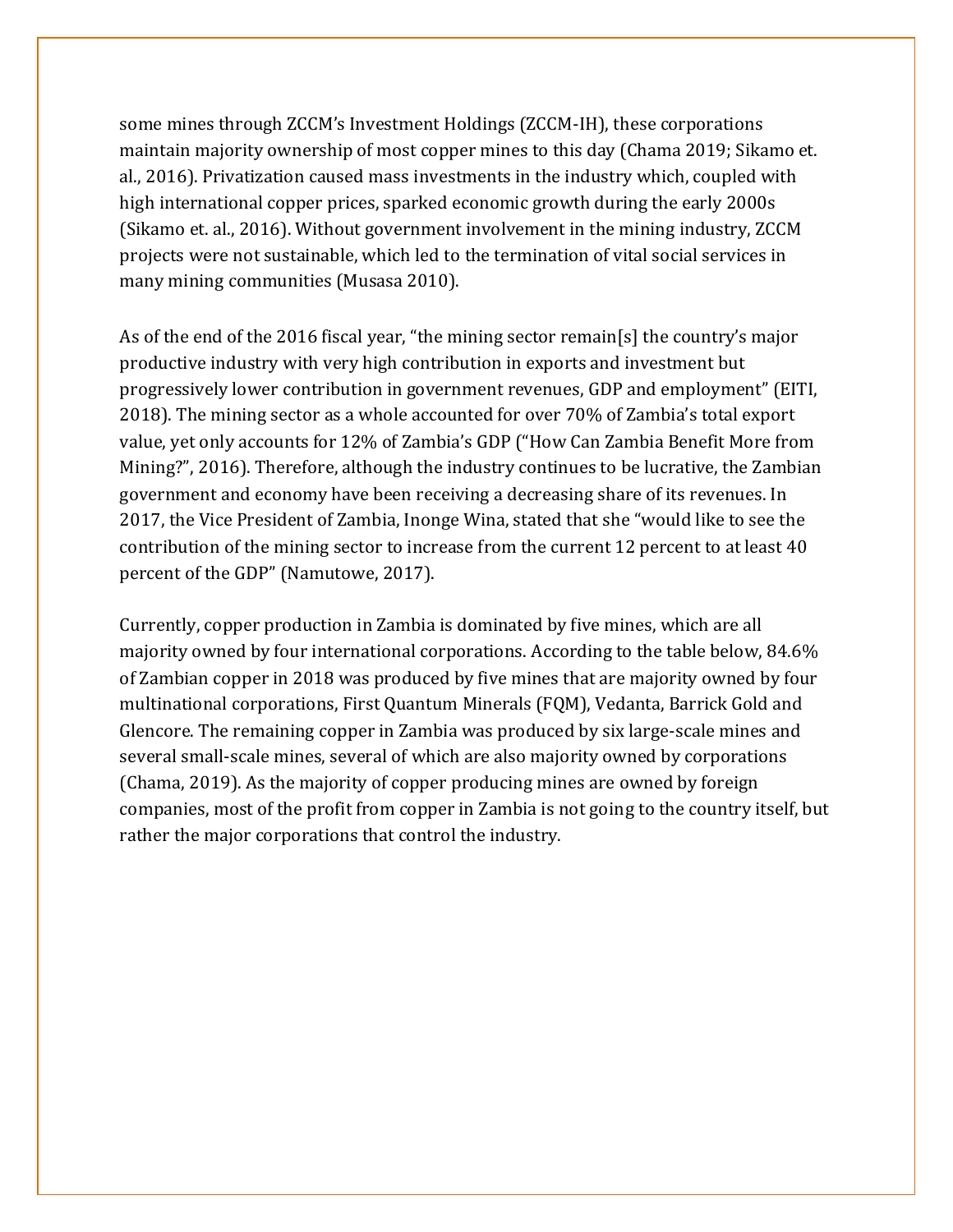some mines through ZCCM's Investment Holdings (ZCCM-IH), these corporations maintain majority ownership of most copper mines to this day (Chama 2019; Sikamo et. al., 2016). Privatization caused mass investments in the industry which, coupled with high international copper prices, sparked economic growth during the early 2000s (Sikamo et. al., 2016). Without government involvement in the mining industry, ZCCM projects were not sustainable, which led to the termination of vital social services in many mining communities (Musasa 2010).

As of the end of the 2016 fiscal year, "the mining sector remain[s] the country's major productive industry with very high contribution in exports and investment but progressively lower contribution in government revenues, GDP and employment" (EITI, 2018). The mining sector as a whole accounted for over 70% of Zambia's total export value, yet only accounts for 12% of Zambia's GDP ("How Can Zambia Benefit More from Mining?", 2016). Therefore, although the industry continues to be lucrative, the Zambian government and economy have been receiving a decreasing share of its revenues. In 2017, the Vice President of Zambia, Inonge Wina, stated that she "would like to see the contribution of the mining sector to increase from the current 12 percent to at least 40 percent of the GDP" (Namutowe, 2017).

Currently, copper production in Zambia is dominated by five mines, which are all majority owned by four international corporations. According to the table below, 84.6% of Zambian copper in 2018 was produced by five mines that are majority owned by four multinational corporations, First Quantum Minerals (FQM), Vedanta, Barrick Gold and Glencore. The remaining copper in Zambia was produced by six large-scale mines and several small-scale mines, several of which are also majority owned by corporations (Chama, 2019). As the majority of copper producing mines are owned by foreign companies, most of the profit from copper in Zambia is not going to the country itself, but rather the major corporations that control the industry.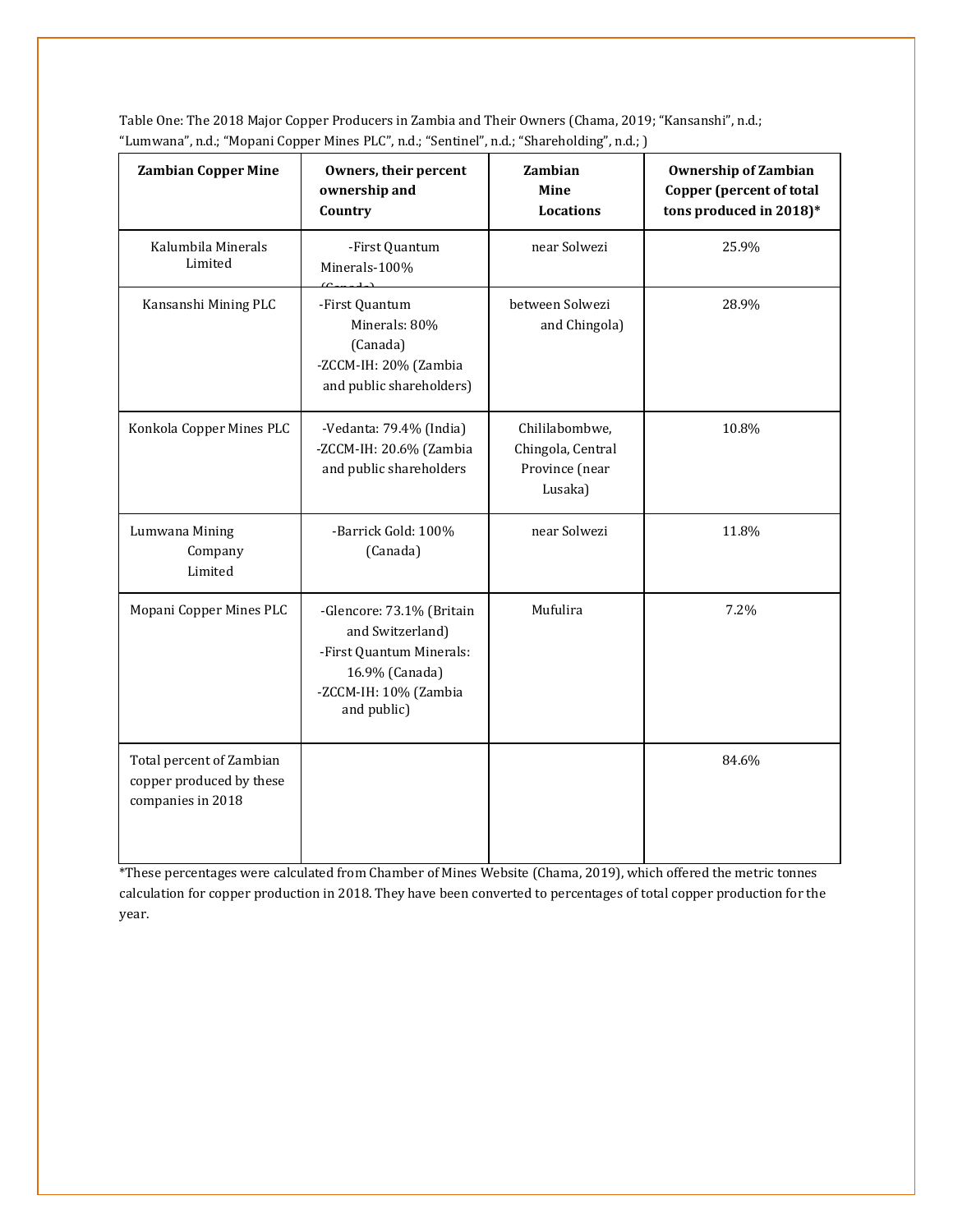Table One: The 2018 Major Copper Producers in Zambia and Their Owners (Chama, 2019; "Kansanshi", n.d.; "Lumwana", n.d.; "Mopani Copper Mines PLC", n.d.; "Sentinel", n.d.; "Shareholding", n.d.; )

| Zambian Copper Mine | Owners, their percent ownership and Country | Zambian Mine Locations | Ownership of Zambian Copper (percent of total tons produced in 2018)* |
|---|---|---|---|
| Kalumbila Minerals Limited | -First Quantum Minerals-100% (Canada) | near Solwezi | 25.9% |
| Kansanshi Mining PLC | -First Quantum Minerals: 80% (Canada)<br>-ZCCM-IH: 20% (Zambia and public shareholders) | between Solwezi and Chingola) | 28.9% |
| Konkola Copper Mines PLC | -Vedanta: 79.4% (India)<br>-ZCCM-IH: 20.6% (Zambia and public shareholders | Chililabombwe, Chingola, Central Province (near Lusaka) | 10.8% |
| Lumwana Mining Company Limited | -Barrick Gold: 100% (Canada) | near Solwezi | 11.8% |
| Mopani Copper Mines PLC | -Glencore: 73.1% (Britain and Switzerland)<br>-First Quantum Minerals: 16.9% (Canada)<br>-ZCCM-IH: 10% (Zambia and public) | Mufulira | 7.2% |
| Total percent of Zambian copper produced by these companies in 2018 | | | 84.6% |

*These percentages were calculated from Chamber of Mines Website (Chama, 2019), which offered the metric tonnes calculation for copper production in 2018. They have been converted to percentages of total copper production for the year.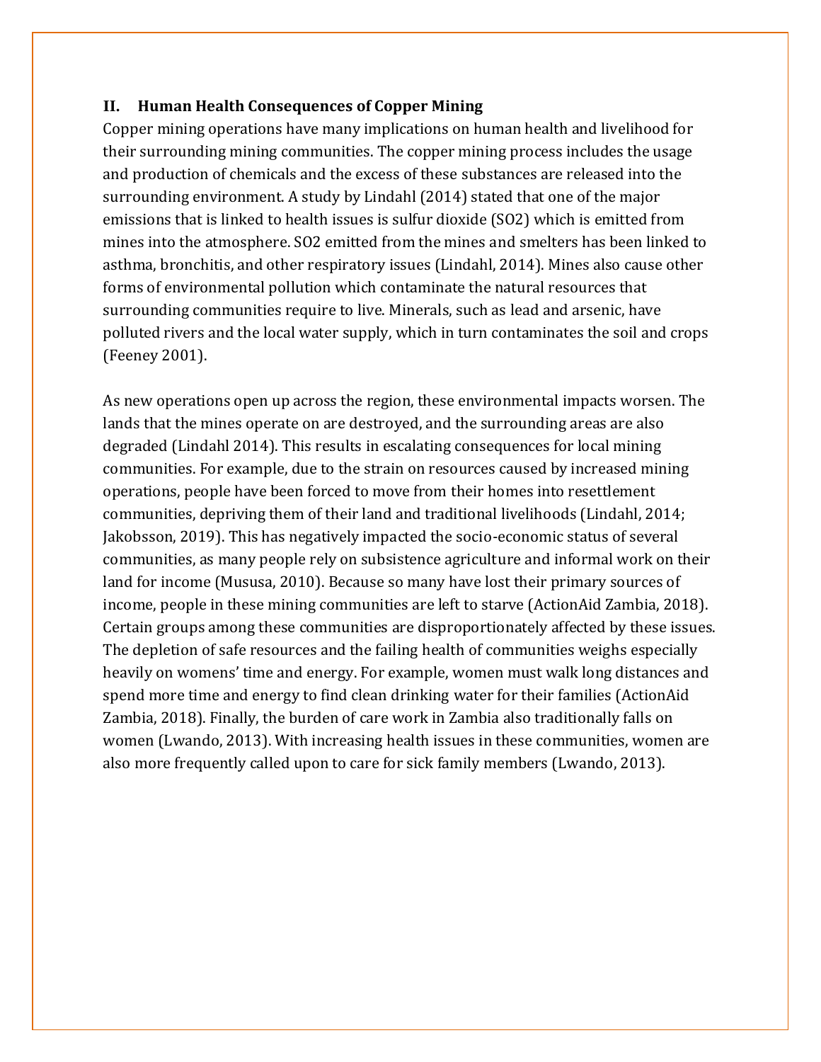## II. Human Health Consequences of Copper Mining

Copper mining operations have many implications on human health and livelihood for their surrounding mining communities. The copper mining process includes the usage and production of chemicals and the excess of these substances are released into the surrounding environment. A study by Lindahl (2014) stated that one of the major emissions that is linked to health issues is sulfur dioxide ($SO_2$) which is emitted from mines into the atmosphere. $SO_2$ emitted from the mines and smelters has been linked to asthma, bronchitis, and other respiratory issues (Lindahl, 2014). Mines also cause other forms of environmental pollution which contaminate the natural resources that surrounding communities require to live. Minerals, such as lead and arsenic, have polluted rivers and the local water supply, which in turn contaminates the soil and crops (Feeney 2001).

As new operations open up across the region, these environmental impacts worsen. The lands that the mines operate on are destroyed, and the surrounding areas are also degraded (Lindahl 2014). This results in escalating consequences for local mining communities. For example, due to the strain on resources caused by increased mining operations, people have been forced to move from their homes into resettlement communities, depriving them of their land and traditional livelihoods (Lindahl, 2014; Jakobsson, 2019). This has negatively impacted the socio-economic status of several communities, as many people rely on subsistence agriculture and informal work on their land for income (Mususa, 2010). Because so many have lost their primary sources of income, people in these mining communities are left to starve (ActionAid Zambia, 2018). Certain groups among these communities are disproportionately affected by these issues. The depletion of safe resources and the failing health of communities weighs especially heavily on womens' time and energy. For example, women must walk long distances and spend more time and energy to find clean drinking water for their families (ActionAid Zambia, 2018). Finally, the burden of care work in Zambia also traditionally falls on women (Lwando, 2013). With increasing health issues in these communities, women are also more frequently called upon to care for sick family members (Lwando, 2013).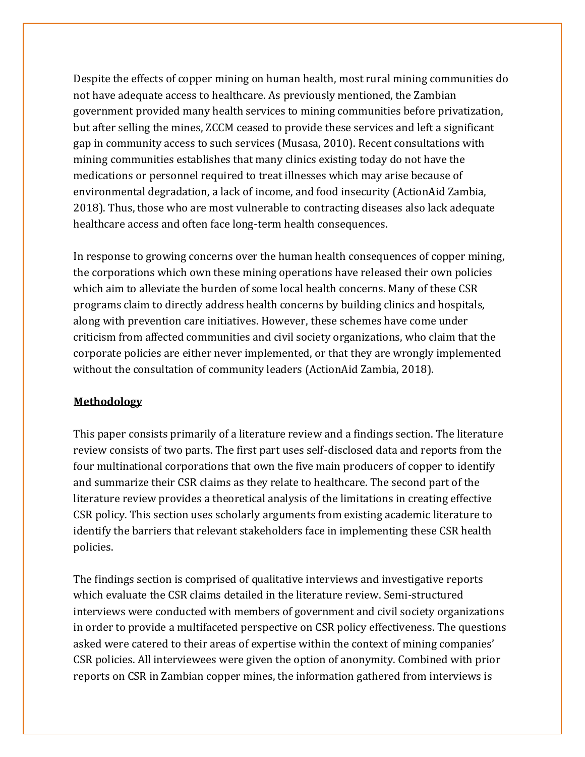Despite the effects of copper mining on human health, most rural mining communities do not have adequate access to healthcare. As previously mentioned, the Zambian government provided many health services to mining communities before privatization, but after selling the mines, ZCCM ceased to provide these services and left a significant gap in community access to such services (Musasa, 2010). Recent consultations with mining communities establishes that many clinics existing today do not have the medications or personnel required to treat illnesses which may arise because of environmental degradation, a lack of income, and food insecurity (ActionAid Zambia, 2018). Thus, those who are most vulnerable to contracting diseases also lack adequate healthcare access and often face long-term health consequences.

In response to growing concerns over the human health consequences of copper mining, the corporations which own these mining operations have released their own policies which aim to alleviate the burden of some local health concerns. Many of these CSR programs claim to directly address health concerns by building clinics and hospitals, along with prevention care initiatives. However, these schemes have come under criticism from affected communities and civil society organizations, who claim that the corporate policies are either never implemented, or that they are wrongly implemented without the consultation of community leaders (ActionAid Zambia, 2018).

## Methodology

This paper consists primarily of a literature review and a findings section. The literature review consists of two parts. The first part uses self-disclosed data and reports from the four multinational corporations that own the five main producers of copper to identify and summarize their CSR claims as they relate to healthcare. The second part of the literature review provides a theoretical analysis of the limitations in creating effective CSR policy. This section uses scholarly arguments from existing academic literature to identify the barriers that relevant stakeholders face in implementing these CSR health policies.

The findings section is comprised of qualitative interviews and investigative reports which evaluate the CSR claims detailed in the literature review. Semi-structured interviews were conducted with members of government and civil society organizations in order to provide a multifaceted perspective on CSR policy effectiveness. The questions asked were catered to their areas of expertise within the context of mining companies' CSR policies. All interviewees were given the option of anonymity. Combined with prior reports on CSR in Zambian copper mines, the information gathered from interviews is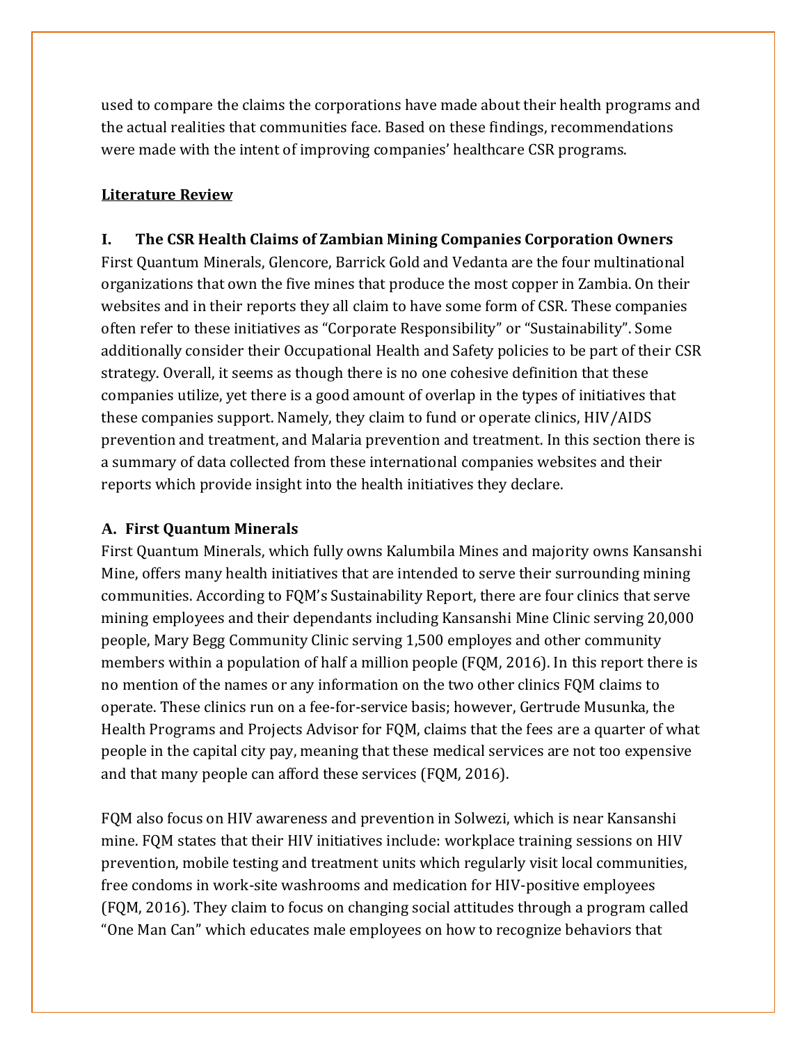used to compare the claims the corporations have made about their health programs and the actual realities that communities face. Based on these findings, recommendations were made with the intent of improving companies' healthcare CSR programs.

## <u>Literature Review</u>

### I. The CSR Health Claims of Zambian Mining Companies Corporation Owners

First Quantum Minerals, Glencore, Barrick Gold and Vedanta are the four multinational organizations that own the five mines that produce the most copper in Zambia. On their websites and in their reports they all claim to have some form of CSR. These companies often refer to these initiatives as "Corporate Responsibility" or "Sustainability". Some additionally consider their Occupational Health and Safety policies to be part of their CSR strategy. Overall, it seems as though there is no one cohesive definition that these companies utilize, yet there is a good amount of overlap in the types of initiatives that these companies support. Namely, they claim to fund or operate clinics, HIV/AIDS prevention and treatment, and Malaria prevention and treatment. In this section there is a summary of data collected from these international companies websites and their reports which provide insight into the health initiatives they declare.

#### A. First Quantum Minerals

First Quantum Minerals, which fully owns Kalumbila Mines and majority owns Kansanshi Mine, offers many health initiatives that are intended to serve their surrounding mining communities. According to FQM's Sustainability Report, there are four clinics that serve mining employees and their dependants including Kansanshi Mine Clinic serving 20,000 people, Mary Begg Community Clinic serving 1,500 employes and other community members within a population of half a million people (FQM, 2016). In this report there is no mention of the names or any information on the two other clinics FQM claims to operate. These clinics run on a fee-for-service basis; however, Gertrude Musunka, the Health Programs and Projects Advisor for FQM, claims that the fees are a quarter of what people in the capital city pay, meaning that these medical services are not too expensive and that many people can afford these services (FQM, 2016).

FQM also focus on HIV awareness and prevention in Solwezi, which is near Kansanshi mine. FQM states that their HIV initiatives include: workplace training sessions on HIV prevention, mobile testing and treatment units which regularly visit local communities, free condoms in work-site washrooms and medication for HIV-positive employees (FQM, 2016). They claim to focus on changing social attitudes through a program called "One Man Can" which educates male employees on how to recognize behaviors that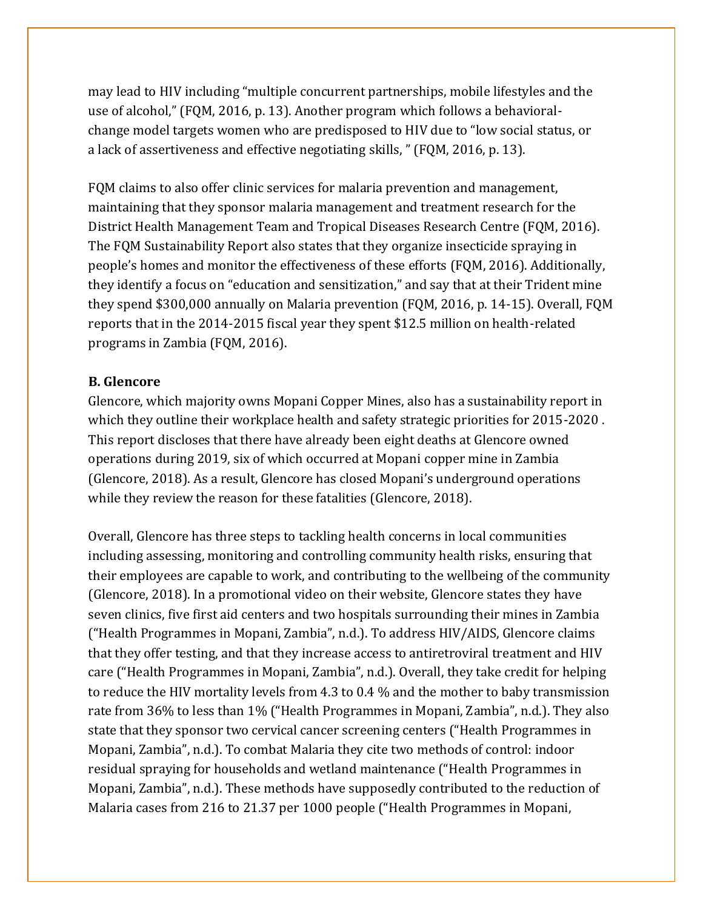may lead to HIV including "multiple concurrent partnerships, mobile lifestyles and the use of alcohol," (FQM, 2016, p. 13). Another program which follows a behavioral-change model targets women who are predisposed to HIV due to "low social status, or a lack of assertiveness and effective negotiating skills, " (FQM, 2016, p. 13).

FQM claims to also offer clinic services for malaria prevention and management, maintaining that they sponsor malaria management and treatment research for the District Health Management Team and Tropical Diseases Research Centre (FQM, 2016). The FQM Sustainability Report also states that they organize insecticide spraying in people's homes and monitor the effectiveness of these efforts (FQM, 2016). Additionally, they identify a focus on "education and sensitization," and say that at their Trident mine they spend $300,000 annually on Malaria prevention (FQM, 2016, p. 14-15). Overall, FQM reports that in the 2014-2015 fiscal year they spent $12.5 million on health-related programs in Zambia (FQM, 2016).

**B. Glencore**

Glencore, which majority owns Mopani Copper Mines, also has a sustainability report in which they outline their workplace health and safety strategic priorities for 2015-2020 . This report discloses that there have already been eight deaths at Glencore owned operations during 2019, six of which occurred at Mopani copper mine in Zambia (Glencore, 2018). As a result, Glencore has closed Mopani's underground operations while they review the reason for these fatalities (Glencore, 2018).

Overall, Glencore has three steps to tackling health concerns in local communities including assessing, monitoring and controlling community health risks, ensuring that their employees are capable to work, and contributing to the wellbeing of the community (Glencore, 2018). In a promotional video on their website, Glencore states they have seven clinics, five first aid centers and two hospitals surrounding their mines in Zambia ("Health Programmes in Mopani, Zambia", n.d.). To address HIV/AIDS, Glencore claims that they offer testing, and that they increase access to antiretroviral treatment and HIV care ("Health Programmes in Mopani, Zambia", n.d.). Overall, they take credit for helping to reduce the HIV mortality levels from 4.3 to 0.4 % and the mother to baby transmission rate from 36% to less than 1% ("Health Programmes in Mopani, Zambia", n.d.). They also state that they sponsor two cervical cancer screening centers ("Health Programmes in Mopani, Zambia", n.d.). To combat Malaria they cite two methods of control: indoor residual spraying for households and wetland maintenance ("Health Programmes in Mopani, Zambia", n.d.). These methods have supposedly contributed to the reduction of Malaria cases from 216 to 21.37 per 1000 people ("Health Programmes in Mopani,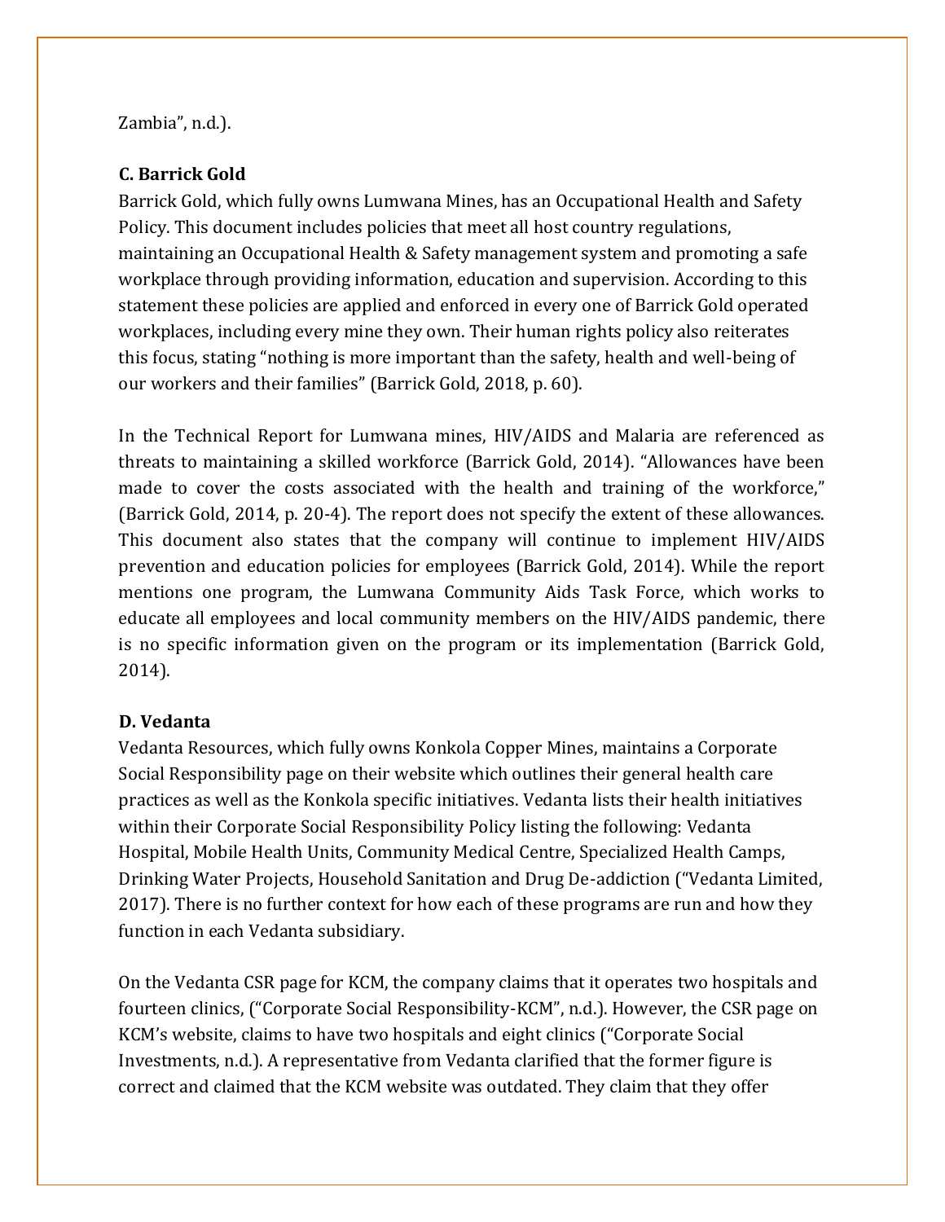Zambia", n.d.).

**C. Barrick Gold**

Barrick Gold, which fully owns Lumwana Mines, has an Occupational Health and Safety Policy. This document includes policies that meet all host country regulations, maintaining an Occupational Health & Safety management system and promoting a safe workplace through providing information, education and supervision. According to this statement these policies are applied and enforced in every one of Barrick Gold operated workplaces, including every mine they own. Their human rights policy also reiterates this focus, stating "nothing is more important than the safety, health and well-being of our workers and their families" (Barrick Gold, 2018, p. 60).

In the Technical Report for Lumwana mines, HIV/AIDS and Malaria are referenced as threats to maintaining a skilled workforce (Barrick Gold, 2014). "Allowances have been made to cover the costs associated with the health and training of the workforce," (Barrick Gold, 2014, p. 20-4). The report does not specify the extent of these allowances. This document also states that the company will continue to implement HIV/AIDS prevention and education policies for employees (Barrick Gold, 2014). While the report mentions one program, the Lumwana Community Aids Task Force, which works to educate all employees and local community members on the HIV/AIDS pandemic, there is no specific information given on the program or its implementation (Barrick Gold, 2014).

**D. Vedanta**

Vedanta Resources, which fully owns Konkola Copper Mines, maintains a Corporate Social Responsibility page on their website which outlines their general health care practices as well as the Konkola specific initiatives. Vedanta lists their health initiatives within their Corporate Social Responsibility Policy listing the following: Vedanta Hospital, Mobile Health Units, Community Medical Centre, Specialized Health Camps, Drinking Water Projects, Household Sanitation and Drug De-addiction ("Vedanta Limited, 2017). There is no further context for how each of these programs are run and how they function in each Vedanta subsidiary.

On the Vedanta CSR page for KCM, the company claims that it operates two hospitals and fourteen clinics, ("Corporate Social Responsibility-KCM", n.d.). However, the CSR page on KCM's website, claims to have two hospitals and eight clinics ("Corporate Social Investments, n.d.). A representative from Vedanta clarified that the former figure is correct and claimed that the KCM website was outdated. They claim that they offer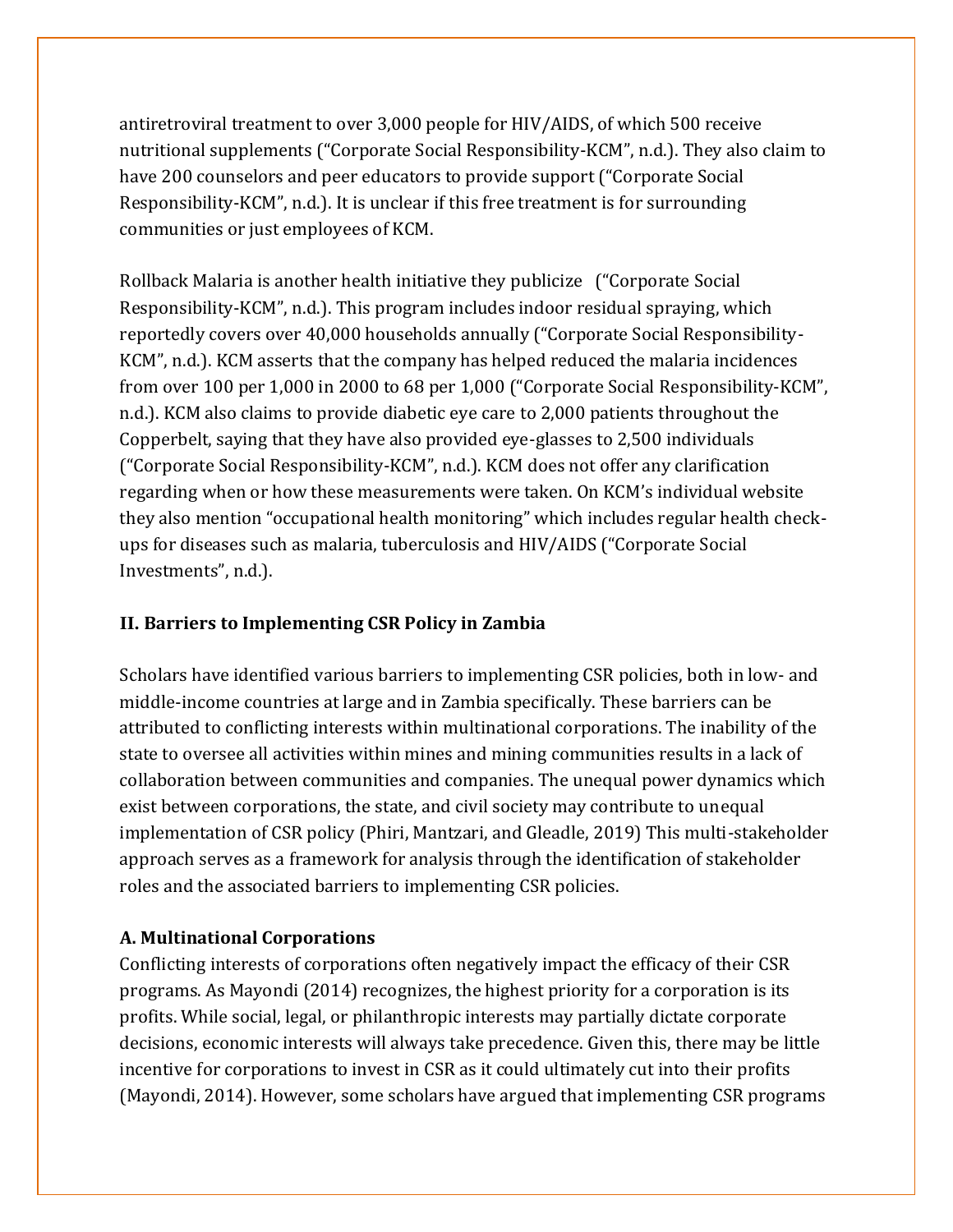antiretroviral treatment to over 3,000 people for HIV/AIDS, of which 500 receive nutritional supplements ("Corporate Social Responsibility-KCM", n.d.). They also claim to have 200 counselors and peer educators to provide support ("Corporate Social Responsibility-KCM", n.d.). It is unclear if this free treatment is for surrounding communities or just employees of KCM.

Rollback Malaria is another health initiative they publicize ("Corporate Social Responsibility-KCM", n.d.). This program includes indoor residual spraying, which reportedly covers over 40,000 households annually ("Corporate Social Responsibility-KCM", n.d.). KCM asserts that the company has helped reduced the malaria incidences from over 100 per 1,000 in 2000 to 68 per 1,000 ("Corporate Social Responsibility-KCM", n.d.). KCM also claims to provide diabetic eye care to 2,000 patients throughout the Copperbelt, saying that they have also provided eye-glasses to 2,500 individuals ("Corporate Social Responsibility-KCM", n.d.). KCM does not offer any clarification regarding when or how these measurements were taken. On KCM's individual website they also mention "occupational health monitoring" which includes regular health check-ups for diseases such as malaria, tuberculosis and HIV/AIDS ("Corporate Social Investments", n.d.).

## II. Barriers to Implementing CSR Policy in Zambia

Scholars have identified various barriers to implementing CSR policies, both in low- and middle-income countries at large and in Zambia specifically. These barriers can be attributed to conflicting interests within multinational corporations. The inability of the state to oversee all activities within mines and mining communities results in a lack of collaboration between communities and companies. The unequal power dynamics which exist between corporations, the state, and civil society may contribute to unequal implementation of CSR policy (Phiri, Mantzari, and Gleadle, 2019) This multi-stakeholder approach serves as a framework for analysis through the identification of stakeholder roles and the associated barriers to implementing CSR policies.

### A. Multinational Corporations

Conflicting interests of corporations often negatively impact the efficacy of their CSR programs. As Mayondi (2014) recognizes, the highest priority for a corporation is its profits. While social, legal, or philanthropic interests may partially dictate corporate decisions, economic interests will always take precedence. Given this, there may be little incentive for corporations to invest in CSR as it could ultimately cut into their profits (Mayondi, 2014). However, some scholars have argued that implementing CSR programs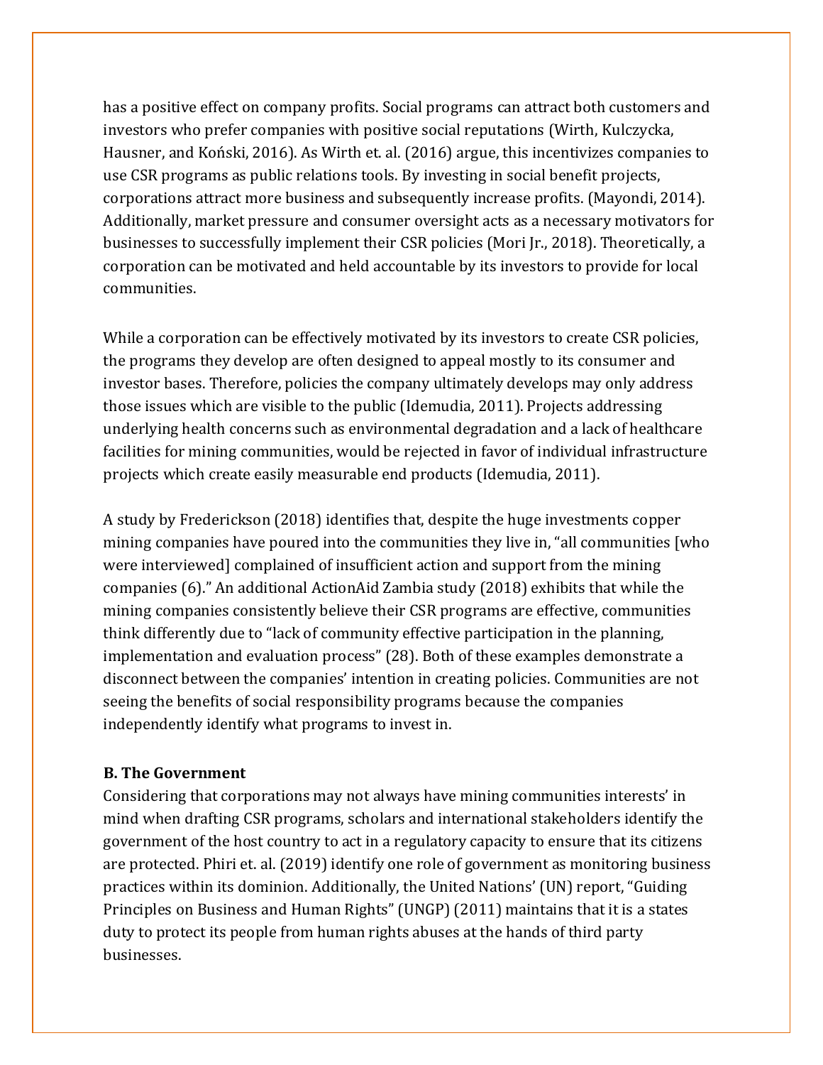has a positive effect on company profits. Social programs can attract both customers and investors who prefer companies with positive social reputations (Wirth, Kulczycka, Hausner, and Koński, 2016). As Wirth et. al. (2016) argue, this incentivizes companies to use CSR programs as public relations tools. By investing in social benefit projects, corporations attract more business and subsequently increase profits. (Mayondi, 2014). Additionally, market pressure and consumer oversight acts as a necessary motivators for businesses to successfully implement their CSR policies (Mori Jr., 2018). Theoretically, a corporation can be motivated and held accountable by its investors to provide for local communities.

While a corporation can be effectively motivated by its investors to create CSR policies, the programs they develop are often designed to appeal mostly to its consumer and investor bases. Therefore, policies the company ultimately develops may only address those issues which are visible to the public (Idemudia, 2011). Projects addressing underlying health concerns such as environmental degradation and a lack of healthcare facilities for mining communities, would be rejected in favor of individual infrastructure projects which create easily measurable end products (Idemudia, 2011).

A study by Frederickson (2018) identifies that, despite the huge investments copper mining companies have poured into the communities they live in, "all communities [who were interviewed] complained of insufficient action and support from the mining companies (6)." An additional ActionAid Zambia study (2018) exhibits that while the mining companies consistently believe their CSR programs are effective, communities think differently due to "lack of community effective participation in the planning, implementation and evaluation process" (28). Both of these examples demonstrate a disconnect between the companies' intention in creating policies. Communities are not seeing the benefits of social responsibility programs because the companies independently identify what programs to invest in.

**B. The Government**

Considering that corporations may not always have mining communities interests' in mind when drafting CSR programs, scholars and international stakeholders identify the government of the host country to act in a regulatory capacity to ensure that its citizens are protected. Phiri et. al. (2019) identify one role of government as monitoring business practices within its dominion. Additionally, the United Nations' (UN) report, "Guiding Principles on Business and Human Rights" (UNGP) (2011) maintains that it is a states duty to protect its people from human rights abuses at the hands of third party businesses.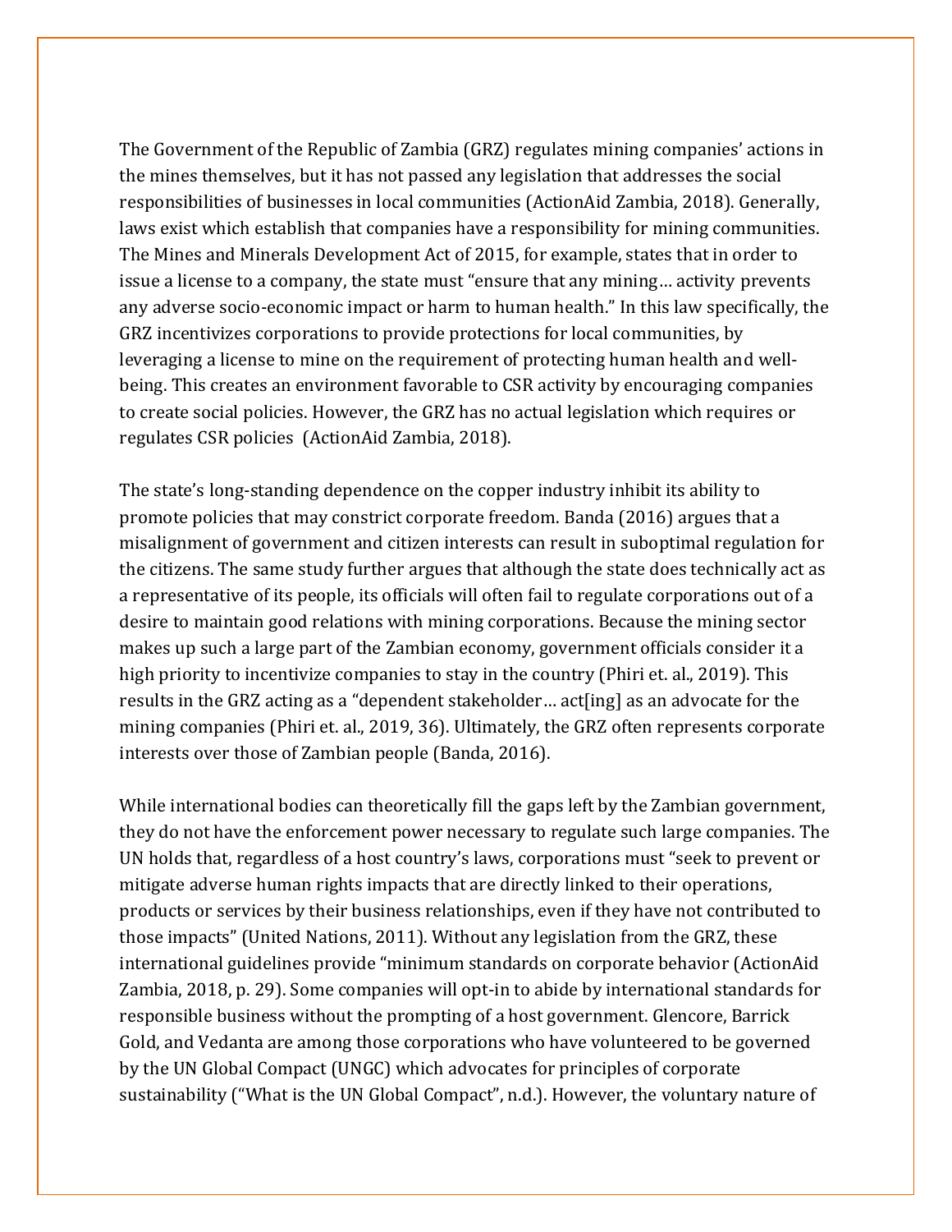The Government of the Republic of Zambia (GRZ) regulates mining companies' actions in the mines themselves, but it has not passed any legislation that addresses the social responsibilities of businesses in local communities (ActionAid Zambia, 2018). Generally, laws exist which establish that companies have a responsibility for mining communities. The Mines and Minerals Development Act of 2015, for example, states that in order to issue a license to a company, the state must "ensure that any mining… activity prevents any adverse socio-economic impact or harm to human health." In this law specifically, the GRZ incentivizes corporations to provide protections for local communities, by leveraging a license to mine on the requirement of protecting human health and well-being. This creates an environment favorable to CSR activity by encouraging companies to create social policies. However, the GRZ has no actual legislation which requires or regulates CSR policies  (ActionAid Zambia, 2018).

The state's long-standing dependence on the copper industry inhibit its ability to promote policies that may constrict corporate freedom. Banda (2016) argues that a misalignment of government and citizen interests can result in suboptimal regulation for the citizens. The same study further argues that although the state does technically act as a representative of its people, its officials will often fail to regulate corporations out of a desire to maintain good relations with mining corporations. Because the mining sector makes up such a large part of the Zambian economy, government officials consider it a high priority to incentivize companies to stay in the country (Phiri et. al., 2019). This results in the GRZ acting as a "dependent stakeholder… act[ing] as an advocate for the mining companies (Phiri et. al., 2019, 36). Ultimately, the GRZ often represents corporate interests over those of Zambian people (Banda, 2016).

While international bodies can theoretically fill the gaps left by the Zambian government, they do not have the enforcement power necessary to regulate such large companies. The UN holds that, regardless of a host country's laws, corporations must "seek to prevent or mitigate adverse human rights impacts that are directly linked to their operations, products or services by their business relationships, even if they have not contributed to those impacts" (United Nations, 2011). Without any legislation from the GRZ, these international guidelines provide "minimum standards on corporate behavior (ActionAid Zambia, 2018, p. 29). Some companies will opt-in to abide by international standards for responsible business without the prompting of a host government. Glencore, Barrick Gold, and Vedanta are among those corporations who have volunteered to be governed by the UN Global Compact (UNGC) which advocates for principles of corporate sustainability ("What is the UN Global Compact", n.d.). However, the voluntary nature of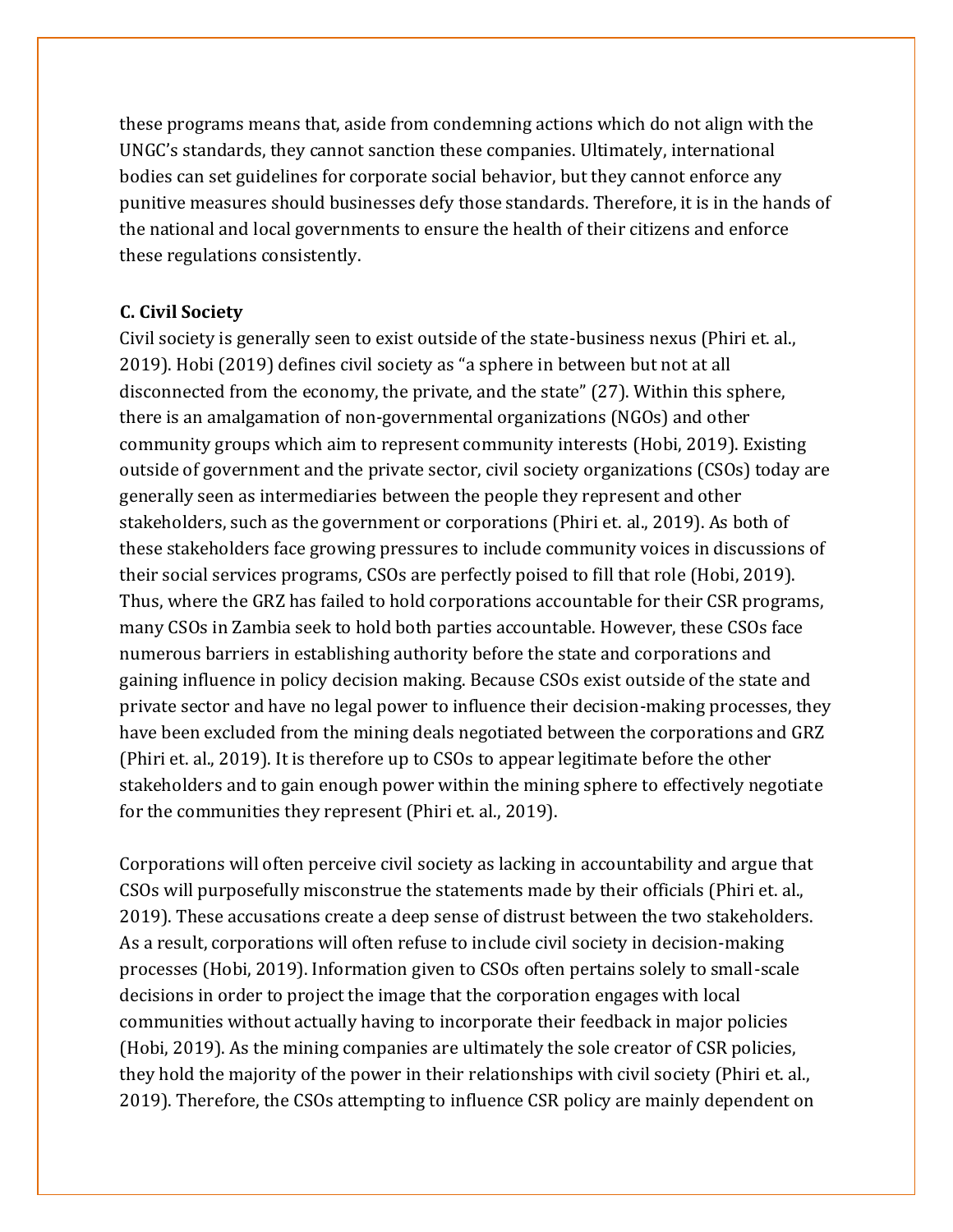these programs means that, aside from condemning actions which do not align with the UNGC's standards, they cannot sanction these companies. Ultimately, international bodies can set guidelines for corporate social behavior, but they cannot enforce any punitive measures should businesses defy those standards. Therefore, it is in the hands of the national and local governments to ensure the health of their citizens and enforce these regulations consistently.

**C. Civil Society**

Civil society is generally seen to exist outside of the state-business nexus (Phiri et. al., 2019). Hobi (2019) defines civil society as "a sphere in between but not at all disconnected from the economy, the private, and the state" (27). Within this sphere, there is an amalgamation of non-governmental organizations (NGOs) and other community groups which aim to represent community interests (Hobi, 2019). Existing outside of government and the private sector, civil society organizations (CSOs) today are generally seen as intermediaries between the people they represent and other stakeholders, such as the government or corporations (Phiri et. al., 2019). As both of these stakeholders face growing pressures to include community voices in discussions of their social services programs, CSOs are perfectly poised to fill that role (Hobi, 2019). Thus, where the GRZ has failed to hold corporations accountable for their CSR programs, many CSOs in Zambia seek to hold both parties accountable. However, these CSOs face numerous barriers in establishing authority before the state and corporations and gaining influence in policy decision making. Because CSOs exist outside of the state and private sector and have no legal power to influence their decision-making processes, they have been excluded from the mining deals negotiated between the corporations and GRZ (Phiri et. al., 2019). It is therefore up to CSOs to appear legitimate before the other stakeholders and to gain enough power within the mining sphere to effectively negotiate for the communities they represent (Phiri et. al., 2019).

Corporations will often perceive civil society as lacking in accountability and argue that CSOs will purposefully misconstrue the statements made by their officials (Phiri et. al., 2019). These accusations create a deep sense of distrust between the two stakeholders. As a result, corporations will often refuse to include civil society in decision-making processes (Hobi, 2019). Information given to CSOs often pertains solely to small-scale decisions in order to project the image that the corporation engages with local communities without actually having to incorporate their feedback in major policies (Hobi, 2019). As the mining companies are ultimately the sole creator of CSR policies, they hold the majority of the power in their relationships with civil society (Phiri et. al., 2019). Therefore, the CSOs attempting to influence CSR policy are mainly dependent on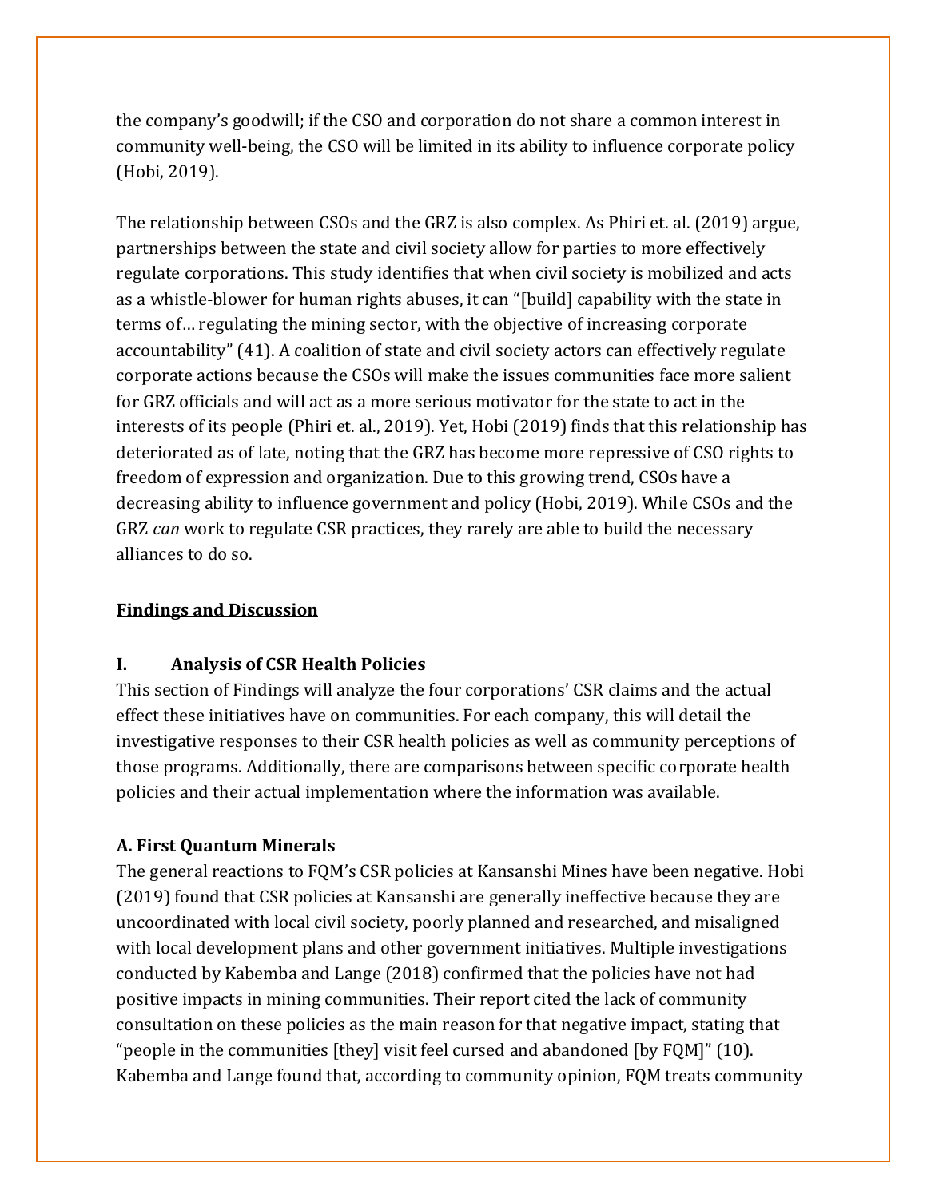the company's goodwill; if the CSO and corporation do not share a common interest in community well-being, the CSO will be limited in its ability to influence corporate policy (Hobi, 2019).

The relationship between CSOs and the GRZ is also complex. As Phiri et. al. (2019) argue, partnerships between the state and civil society allow for parties to more effectively regulate corporations. This study identifies that when civil society is mobilized and acts as a whistle-blower for human rights abuses, it can "[build] capability with the state in terms of… regulating the mining sector, with the objective of increasing corporate accountability" (41). A coalition of state and civil society actors can effectively regulate corporate actions because the CSOs will make the issues communities face more salient for GRZ officials and will act as a more serious motivator for the state to act in the interests of its people (Phiri et. al., 2019). Yet, Hobi (2019) finds that this relationship has deteriorated as of late, noting that the GRZ has become more repressive of CSO rights to freedom of expression and organization. Due to this growing trend, CSOs have a decreasing ability to influence government and policy (Hobi, 2019). While CSOs and the GRZ *can* work to regulate CSR practices, they rarely are able to build the necessary alliances to do so.

## Findings and Discussion

### I. Analysis of CSR Health Policies

This section of Findings will analyze the four corporations' CSR claims and the actual effect these initiatives have on communities. For each company, this will detail the investigative responses to their CSR health policies as well as community perceptions of those programs. Additionally, there are comparisons between specific corporate health policies and their actual implementation where the information was available.

#### A. First Quantum Minerals

The general reactions to FQM's CSR policies at Kansanshi Mines have been negative. Hobi (2019) found that CSR policies at Kansanshi are generally ineffective because they are uncoordinated with local civil society, poorly planned and researched, and misaligned with local development plans and other government initiatives. Multiple investigations conducted by Kabemba and Lange (2018) confirmed that the policies have not had positive impacts in mining communities. Their report cited the lack of community consultation on these policies as the main reason for that negative impact, stating that "people in the communities [they] visit feel cursed and abandoned [by FQM]" (10). Kabemba and Lange found that, according to community opinion, FQM treats community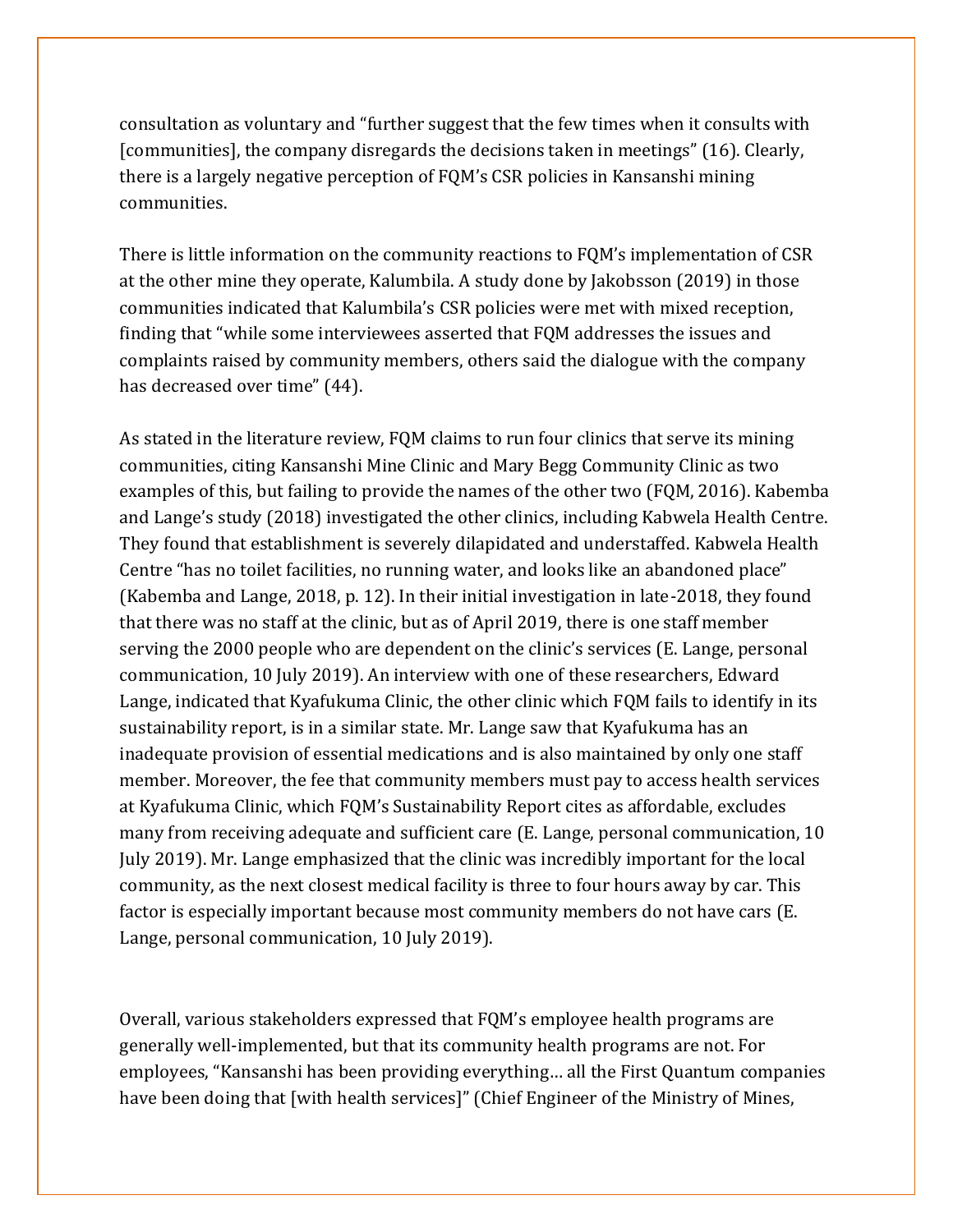consultation as voluntary and "further suggest that the few times when it consults with [communities], the company disregards the decisions taken in meetings" (16). Clearly, there is a largely negative perception of FQM's CSR policies in Kansanshi mining communities.

There is little information on the community reactions to FQM's implementation of CSR at the other mine they operate, Kalumbila. A study done by Jakobsson (2019) in those communities indicated that Kalumbila's CSR policies were met with mixed reception, finding that "while some interviewees asserted that FQM addresses the issues and complaints raised by community members, others said the dialogue with the company has decreased over time" (44).

As stated in the literature review, FQM claims to run four clinics that serve its mining communities, citing Kansanshi Mine Clinic and Mary Begg Community Clinic as two examples of this, but failing to provide the names of the other two (FQM, 2016). Kabemba and Lange's study (2018) investigated the other clinics, including Kabwela Health Centre. They found that establishment is severely dilapidated and understaffed. Kabwela Health Centre "has no toilet facilities, no running water, and looks like an abandoned place" (Kabemba and Lange, 2018, p. 12). In their initial investigation in late-2018, they found that there was no staff at the clinic, but as of April 2019, there is one staff member serving the 2000 people who are dependent on the clinic's services (E. Lange, personal communication, 10 July 2019). An interview with one of these researchers, Edward Lange, indicated that Kyafukuma Clinic, the other clinic which FQM fails to identify in its sustainability report, is in a similar state. Mr. Lange saw that Kyafukuma has an inadequate provision of essential medications and is also maintained by only one staff member. Moreover, the fee that community members must pay to access health services at Kyafukuma Clinic, which FQM's Sustainability Report cites as affordable, excludes many from receiving adequate and sufficient care (E. Lange, personal communication, 10 July 2019). Mr. Lange emphasized that the clinic was incredibly important for the local community, as the next closest medical facility is three to four hours away by car. This factor is especially important because most community members do not have cars (E. Lange, personal communication, 10 July 2019).

Overall, various stakeholders expressed that FQM's employee health programs are generally well-implemented, but that its community health programs are not. For employees, "Kansanshi has been providing everything… all the First Quantum companies have been doing that [with health services]" (Chief Engineer of the Ministry of Mines,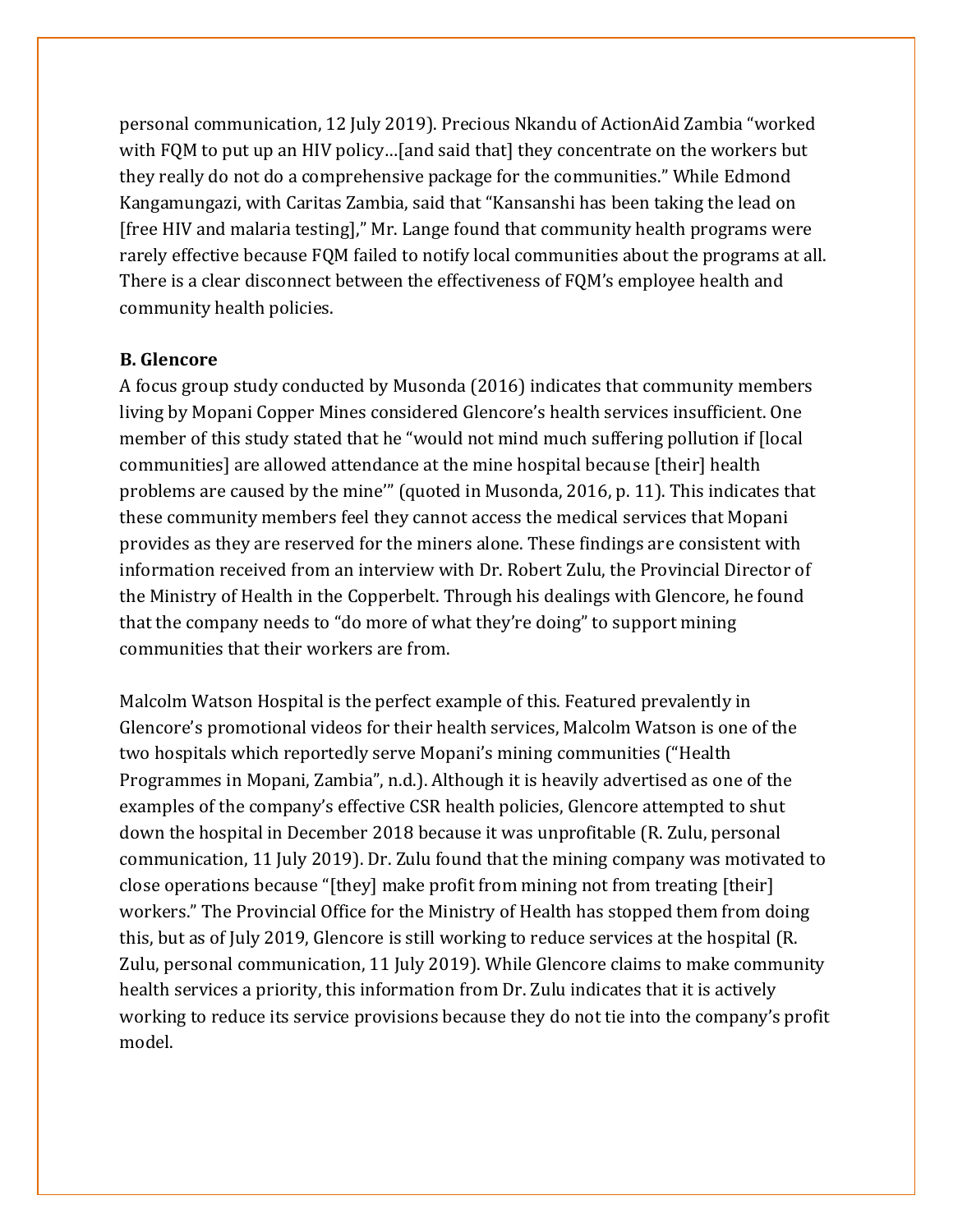personal communication, 12 July 2019). Precious Nkandu of ActionAid Zambia "worked with FQM to put up an HIV policy…[and said that] they concentrate on the workers but they really do not do a comprehensive package for the communities." While Edmond Kangamungazi, with Caritas Zambia, said that "Kansanshi has been taking the lead on [free HIV and malaria testing]," Mr. Lange found that community health programs were rarely effective because FQM failed to notify local communities about the programs at all. There is a clear disconnect between the effectiveness of FQM's employee health and community health policies.

**B. Glencore**

A focus group study conducted by Musonda (2016) indicates that community members living by Mopani Copper Mines considered Glencore's health services insufficient. One member of this study stated that he "would not mind much suffering pollution if [local communities] are allowed attendance at the mine hospital because [their] health problems are caused by the mine'" (quoted in Musonda, 2016, p. 11). This indicates that these community members feel they cannot access the medical services that Mopani provides as they are reserved for the miners alone. These findings are consistent with information received from an interview with Dr. Robert Zulu, the Provincial Director of the Ministry of Health in the Copperbelt. Through his dealings with Glencore, he found that the company needs to "do more of what they're doing" to support mining communities that their workers are from.

Malcolm Watson Hospital is the perfect example of this. Featured prevalently in Glencore's promotional videos for their health services, Malcolm Watson is one of the two hospitals which reportedly serve Mopani's mining communities ("Health Programmes in Mopani, Zambia", n.d.). Although it is heavily advertised as one of the examples of the company's effective CSR health policies, Glencore attempted to shut down the hospital in December 2018 because it was unprofitable (R. Zulu, personal communication, 11 July 2019). Dr. Zulu found that the mining company was motivated to close operations because "[they] make profit from mining not from treating [their] workers." The Provincial Office for the Ministry of Health has stopped them from doing this, but as of July 2019, Glencore is still working to reduce services at the hospital (R. Zulu, personal communication, 11 July 2019). While Glencore claims to make community health services a priority, this information from Dr. Zulu indicates that it is actively working to reduce its service provisions because they do not tie into the company's profit model.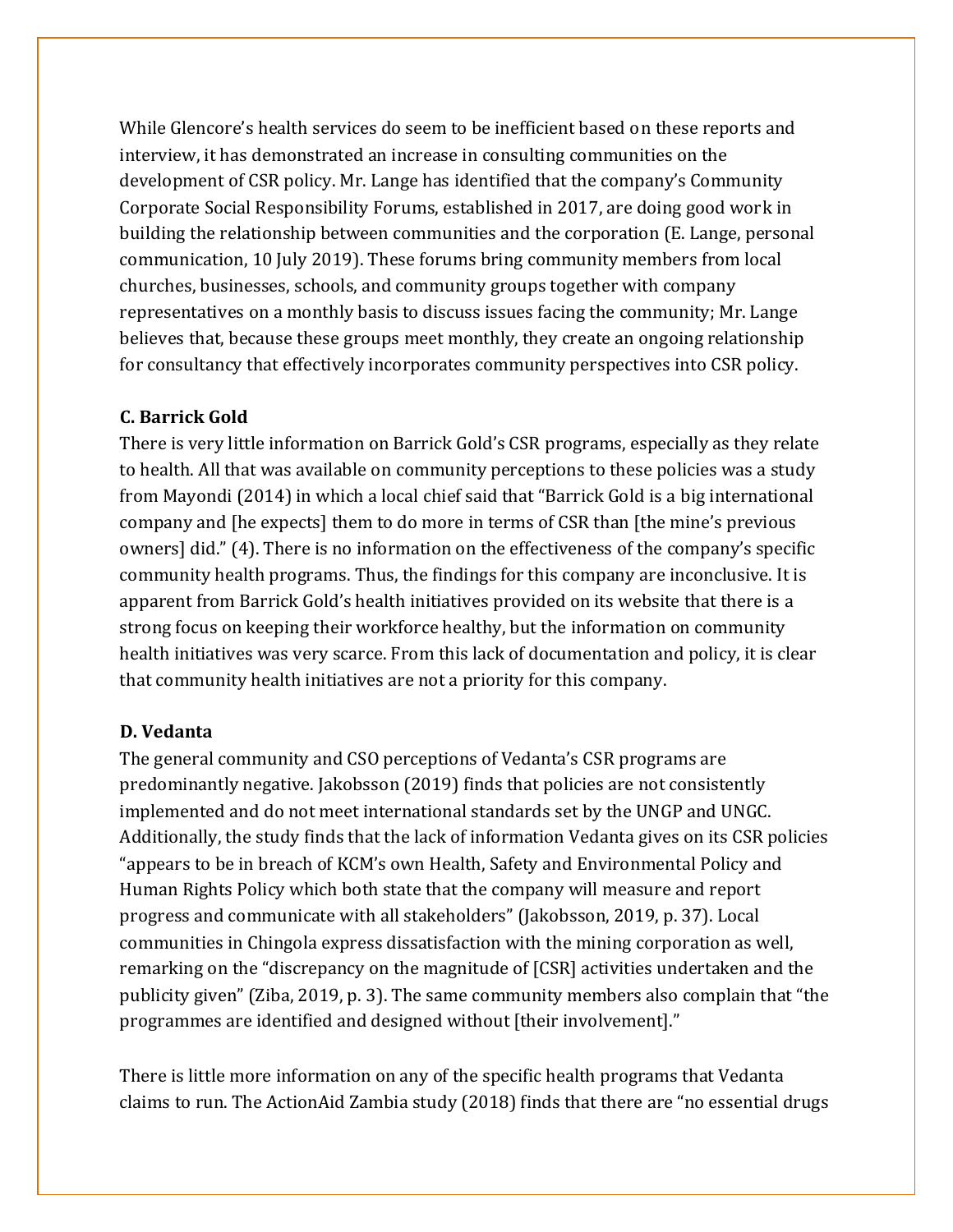While Glencore's health services do seem to be inefficient based on these reports and interview, it has demonstrated an increase in consulting communities on the development of CSR policy. Mr. Lange has identified that the company's Community Corporate Social Responsibility Forums, established in 2017, are doing good work in building the relationship between communities and the corporation (E. Lange, personal communication, 10 July 2019). These forums bring community members from local churches, businesses, schools, and community groups together with company representatives on a monthly basis to discuss issues facing the community; Mr. Lange believes that, because these groups meet monthly, they create an ongoing relationship for consultancy that effectively incorporates community perspectives into CSR policy.

**C. Barrick Gold**

There is very little information on Barrick Gold's CSR programs, especially as they relate to health. All that was available on community perceptions to these policies was a study from Mayondi (2014) in which a local chief said that "Barrick Gold is a big international company and [he expects] them to do more in terms of CSR than [the mine's previous owners] did." (4). There is no information on the effectiveness of the company's specific community health programs. Thus, the findings for this company are inconclusive. It is apparent from Barrick Gold's health initiatives provided on its website that there is a strong focus on keeping their workforce healthy, but the information on community health initiatives was very scarce. From this lack of documentation and policy, it is clear that community health initiatives are not a priority for this company.

**D. Vedanta**

The general community and CSO perceptions of Vedanta's CSR programs are predominantly negative. Jakobsson (2019) finds that policies are not consistently implemented and do not meet international standards set by the UNGP and UNGC. Additionally, the study finds that the lack of information Vedanta gives on its CSR policies "appears to be in breach of KCM's own Health, Safety and Environmental Policy and Human Rights Policy which both state that the company will measure and report progress and communicate with all stakeholders" (Jakobsson, 2019, p. 37). Local communities in Chingola express dissatisfaction with the mining corporation as well, remarking on the "discrepancy on the magnitude of [CSR] activities undertaken and the publicity given" (Ziba, 2019, p. 3). The same community members also complain that "the programmes are identified and designed without [their involvement]."

There is little more information on any of the specific health programs that Vedanta claims to run. The ActionAid Zambia study (2018) finds that there are "no essential drugs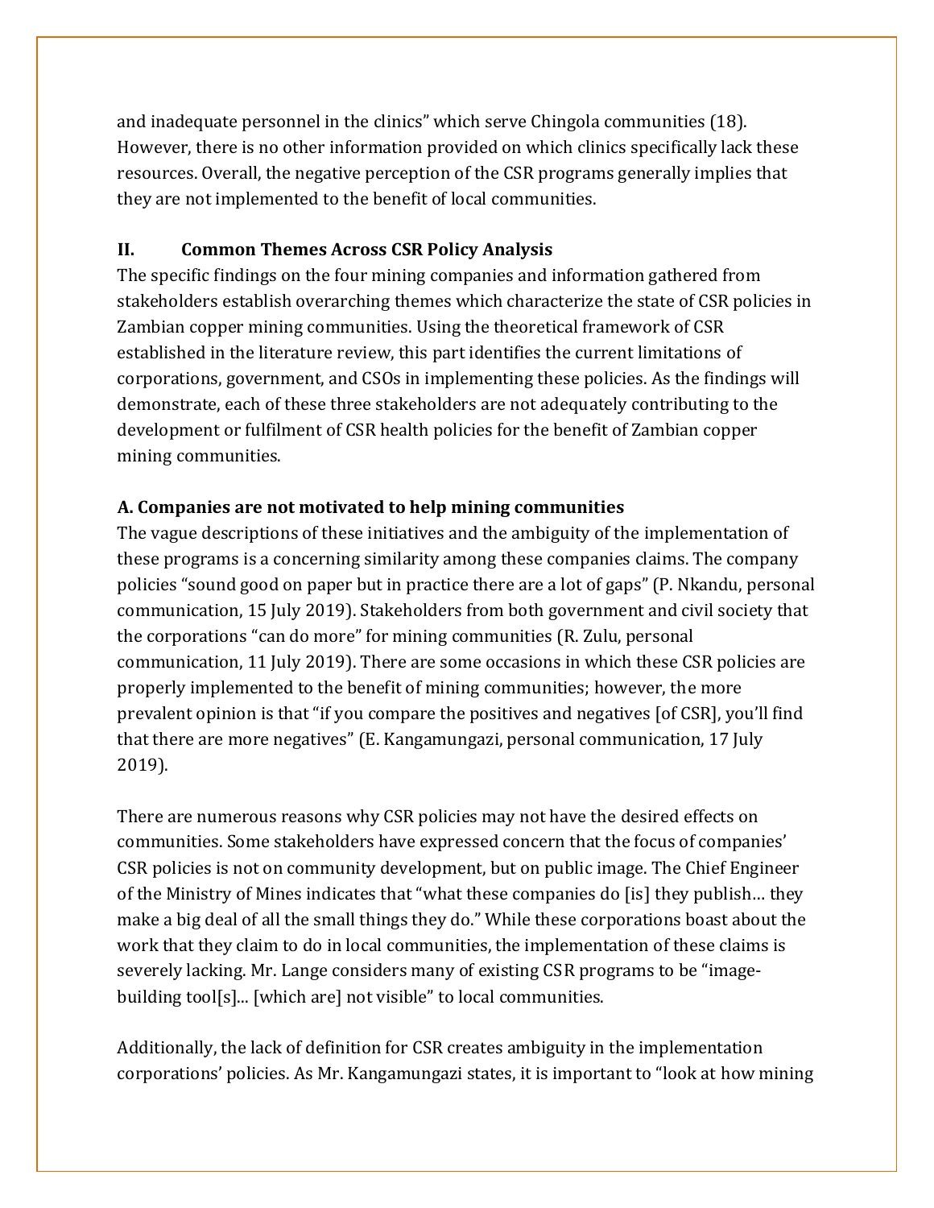and inadequate personnel in the clinics" which serve Chingola communities (18). However, there is no other information provided on which clinics specifically lack these resources. Overall, the negative perception of the CSR programs generally implies that they are not implemented to the benefit of local communities.

## II. Common Themes Across CSR Policy Analysis

The specific findings on the four mining companies and information gathered from stakeholders establish overarching themes which characterize the state of CSR policies in Zambian copper mining communities. Using the theoretical framework of CSR established in the literature review, this part identifies the current limitations of corporations, government, and CSOs in implementing these policies. As the findings will demonstrate, each of these three stakeholders are not adequately contributing to the development or fulfilment of CSR health policies for the benefit of Zambian copper mining communities.

### A. Companies are not motivated to help mining communities

The vague descriptions of these initiatives and the ambiguity of the implementation of these programs is a concerning similarity among these companies claims. The company policies "sound good on paper but in practice there are a lot of gaps" (P. Nkandu, personal communication, 15 July 2019). Stakeholders from both government and civil society that the corporations "can do more" for mining communities (R. Zulu, personal communication, 11 July 2019). There are some occasions in which these CSR policies are properly implemented to the benefit of mining communities; however, the more prevalent opinion is that "if you compare the positives and negatives [of CSR], you'll find that there are more negatives" (E. Kangamungazi, personal communication, 17 July 2019).

There are numerous reasons why CSR policies may not have the desired effects on communities. Some stakeholders have expressed concern that the focus of companies' CSR policies is not on community development, but on public image. The Chief Engineer of the Ministry of Mines indicates that "what these companies do [is] they publish… they make a big deal of all the small things they do." While these corporations boast about the work that they claim to do in local communities, the implementation of these claims is severely lacking. Mr. Lange considers many of existing CSR programs to be "image-building tool[s]... [which are] not visible" to local communities.

Additionally, the lack of definition for CSR creates ambiguity in the implementation corporations' policies. As Mr. Kangamungazi states, it is important to "look at how mining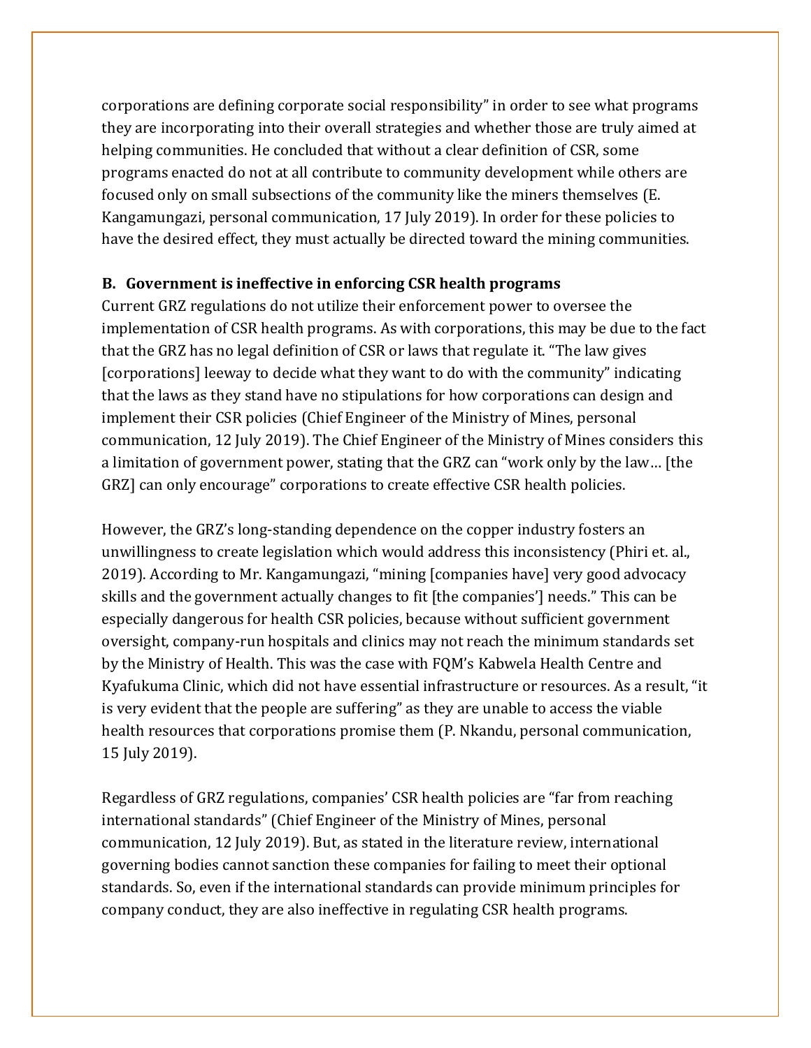corporations are defining corporate social responsibility" in order to see what programs they are incorporating into their overall strategies and whether those are truly aimed at helping communities. He concluded that without a clear definition of CSR, some programs enacted do not at all contribute to community development while others are focused only on small subsections of the community like the miners themselves (E. Kangamungazi, personal communication, 17 July 2019). In order for these policies to have the desired effect, they must actually be directed toward the mining communities.

### B. Government is ineffective in enforcing CSR health programs

Current GRZ regulations do not utilize their enforcement power to oversee the implementation of CSR health programs. As with corporations, this may be due to the fact that the GRZ has no legal definition of CSR or laws that regulate it. "The law gives [corporations] leeway to decide what they want to do with the community" indicating that the laws as they stand have no stipulations for how corporations can design and implement their CSR policies (Chief Engineer of the Ministry of Mines, personal communication, 12 July 2019). The Chief Engineer of the Ministry of Mines considers this a limitation of government power, stating that the GRZ can "work only by the law… [the GRZ] can only encourage" corporations to create effective CSR health policies.

However, the GRZ's long-standing dependence on the copper industry fosters an unwillingness to create legislation which would address this inconsistency (Phiri et. al., 2019). According to Mr. Kangamungazi, "mining [companies have] very good advocacy skills and the government actually changes to fit [the companies'] needs." This can be especially dangerous for health CSR policies, because without sufficient government oversight, company-run hospitals and clinics may not reach the minimum standards set by the Ministry of Health. This was the case with FQM's Kabwela Health Centre and Kyafukuma Clinic, which did not have essential infrastructure or resources. As a result, "it is very evident that the people are suffering" as they are unable to access the viable health resources that corporations promise them (P. Nkandu, personal communication, 15 July 2019).

Regardless of GRZ regulations, companies' CSR health policies are "far from reaching international standards" (Chief Engineer of the Ministry of Mines, personal communication, 12 July 2019). But, as stated in the literature review, international governing bodies cannot sanction these companies for failing to meet their optional standards. So, even if the international standards can provide minimum principles for company conduct, they are also ineffective in regulating CSR health programs.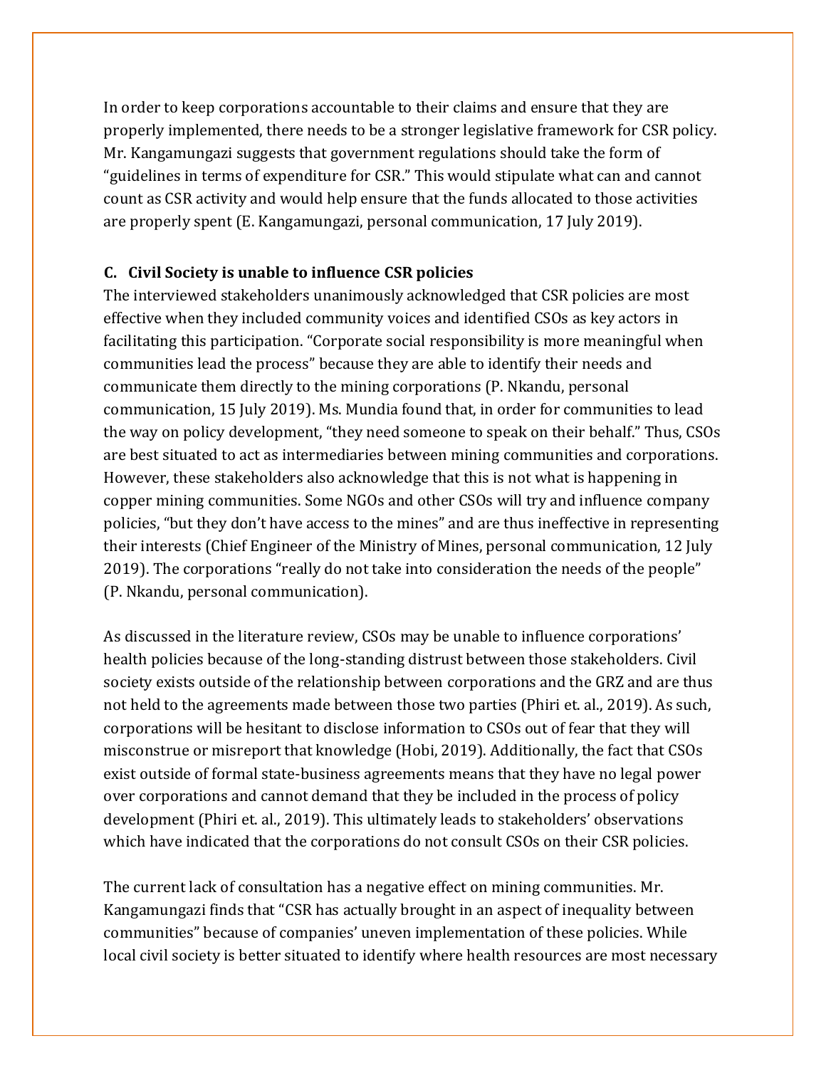In order to keep corporations accountable to their claims and ensure that they are properly implemented, there needs to be a stronger legislative framework for CSR policy. Mr. Kangamungazi suggests that government regulations should take the form of "guidelines in terms of expenditure for CSR." This would stipulate what can and cannot count as CSR activity and would help ensure that the funds allocated to those activities are properly spent (E. Kangamungazi, personal communication, 17 July 2019).

### C. Civil Society is unable to influence CSR policies

The interviewed stakeholders unanimously acknowledged that CSR policies are most effective when they included community voices and identified CSOs as key actors in facilitating this participation. "Corporate social responsibility is more meaningful when communities lead the process" because they are able to identify their needs and communicate them directly to the mining corporations (P. Nkandu, personal communication, 15 July 2019). Ms. Mundia found that, in order for communities to lead the way on policy development, "they need someone to speak on their behalf." Thus, CSOs are best situated to act as intermediaries between mining communities and corporations. However, these stakeholders also acknowledge that this is not what is happening in copper mining communities. Some NGOs and other CSOs will try and influence company policies, "but they don't have access to the mines" and are thus ineffective in representing their interests (Chief Engineer of the Ministry of Mines, personal communication, 12 July 2019). The corporations "really do not take into consideration the needs of the people" (P. Nkandu, personal communication).

As discussed in the literature review, CSOs may be unable to influence corporations' health policies because of the long-standing distrust between those stakeholders. Civil society exists outside of the relationship between corporations and the GRZ and are thus not held to the agreements made between those two parties (Phiri et. al., 2019). As such, corporations will be hesitant to disclose information to CSOs out of fear that they will misconstrue or misreport that knowledge (Hobi, 2019). Additionally, the fact that CSOs exist outside of formal state-business agreements means that they have no legal power over corporations and cannot demand that they be included in the process of policy development (Phiri et. al., 2019). This ultimately leads to stakeholders' observations which have indicated that the corporations do not consult CSOs on their CSR policies.

The current lack of consultation has a negative effect on mining communities. Mr. Kangamungazi finds that "CSR has actually brought in an aspect of inequality between communities" because of companies' uneven implementation of these policies. While local civil society is better situated to identify where health resources are most necessary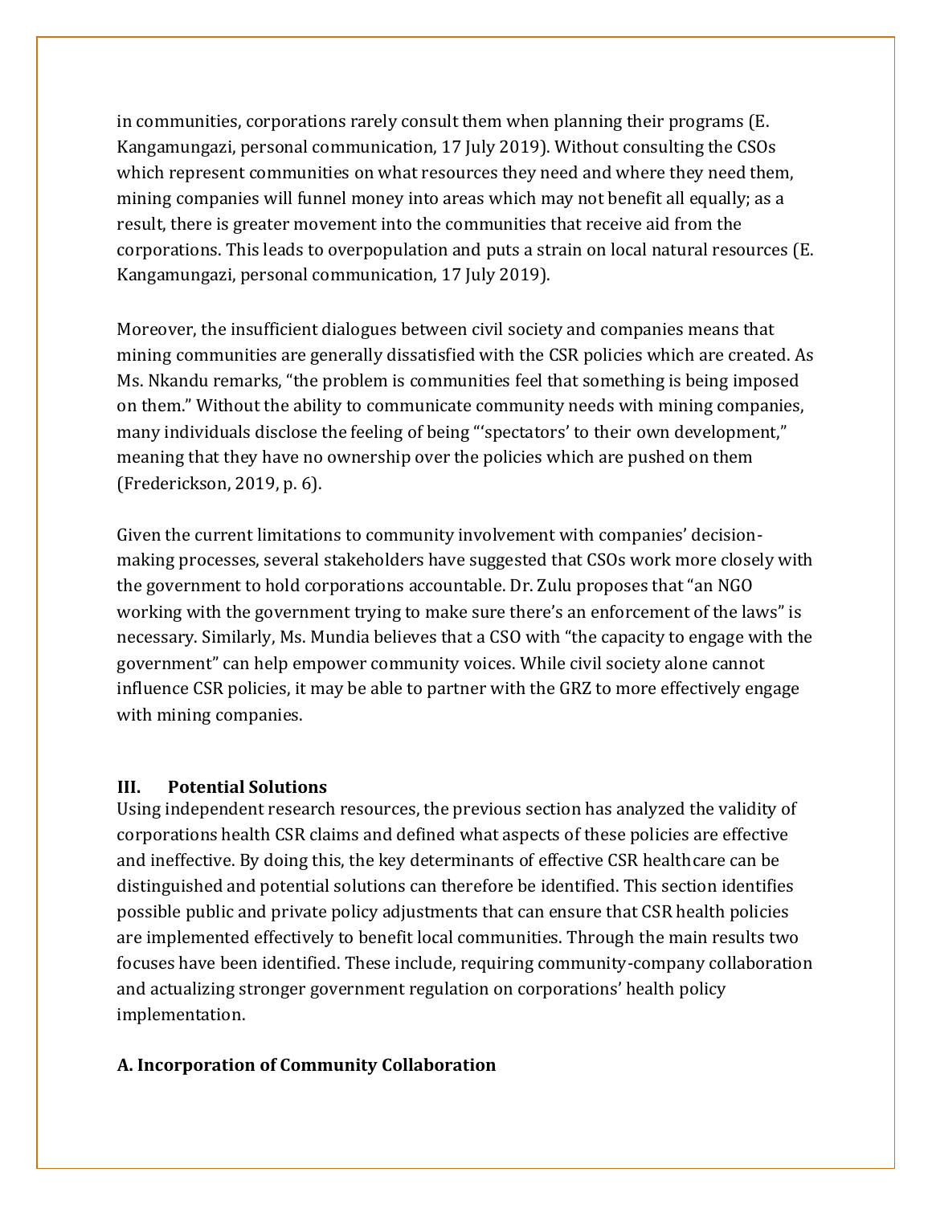in communities, corporations rarely consult them when planning their programs (E. Kangamungazi, personal communication, 17 July 2019). Without consulting the CSOs which represent communities on what resources they need and where they need them, mining companies will funnel money into areas which may not benefit all equally; as a result, there is greater movement into the communities that receive aid from the corporations. This leads to overpopulation and puts a strain on local natural resources (E. Kangamungazi, personal communication, 17 July 2019).

Moreover, the insufficient dialogues between civil society and companies means that mining communities are generally dissatisfied with the CSR policies which are created. As Ms. Nkandu remarks, "the problem is communities feel that something is being imposed on them." Without the ability to communicate community needs with mining companies, many individuals disclose the feeling of being "'spectators' to their own development," meaning that they have no ownership over the policies which are pushed on them (Frederickson, 2019, p. 6).

Given the current limitations to community involvement with companies' decision-making processes, several stakeholders have suggested that CSOs work more closely with the government to hold corporations accountable. Dr. Zulu proposes that "an NGO working with the government trying to make sure there's an enforcement of the laws" is necessary. Similarly, Ms. Mundia believes that a CSO with "the capacity to engage with the government" can help empower community voices. While civil society alone cannot influence CSR policies, it may be able to partner with the GRZ to more effectively engage with mining companies.

## III. Potential Solutions

Using independent research resources, the previous section has analyzed the validity of corporations health CSR claims and defined what aspects of these policies are effective and ineffective. By doing this, the key determinants of effective CSR healthcare can be distinguished and potential solutions can therefore be identified. This section identifies possible public and private policy adjustments that can ensure that CSR health policies are implemented effectively to benefit local communities. Through the main results two focuses have been identified. These include, requiring community-company collaboration and actualizing stronger government regulation on corporations' health policy implementation.

### A. Incorporation of Community Collaboration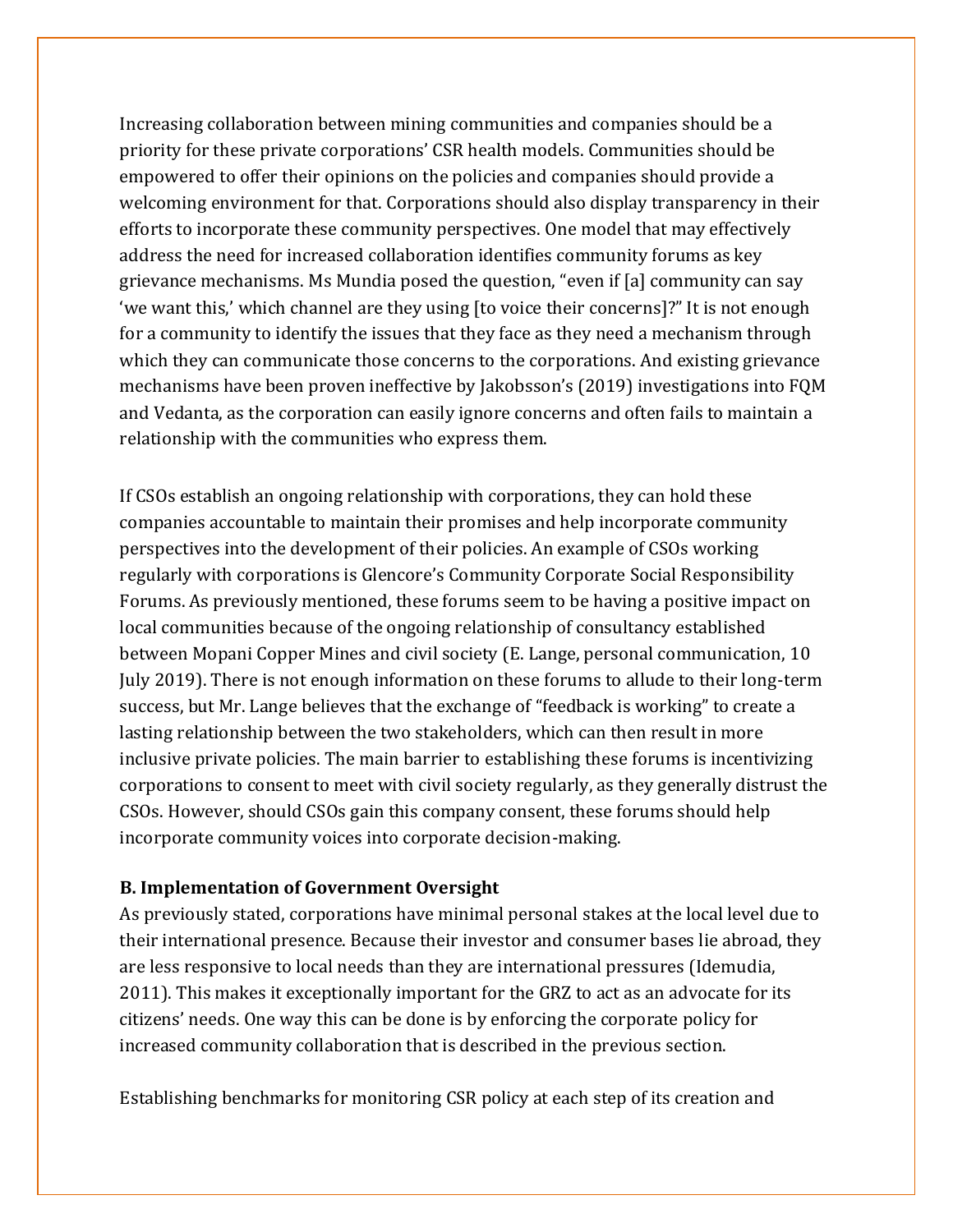Increasing collaboration between mining communities and companies should be a priority for these private corporations' CSR health models. Communities should be empowered to offer their opinions on the policies and companies should provide a welcoming environment for that. Corporations should also display transparency in their efforts to incorporate these community perspectives. One model that may effectively address the need for increased collaboration identifies community forums as key grievance mechanisms. Ms Mundia posed the question, "even if [a] community can say 'we want this,' which channel are they using [to voice their concerns]?" It is not enough for a community to identify the issues that they face as they need a mechanism through which they can communicate those concerns to the corporations. And existing grievance mechanisms have been proven ineffective by Jakobsson's (2019) investigations into FQM and Vedanta, as the corporation can easily ignore concerns and often fails to maintain a relationship with the communities who express them.

If CSOs establish an ongoing relationship with corporations, they can hold these companies accountable to maintain their promises and help incorporate community perspectives into the development of their policies. An example of CSOs working regularly with corporations is Glencore's Community Corporate Social Responsibility Forums. As previously mentioned, these forums seem to be having a positive impact on local communities because of the ongoing relationship of consultancy established between Mopani Copper Mines and civil society (E. Lange, personal communication, 10 July 2019). There is not enough information on these forums to allude to their long-term success, but Mr. Lange believes that the exchange of "feedback is working" to create a lasting relationship between the two stakeholders, which can then result in more inclusive private policies. The main barrier to establishing these forums is incentivizing corporations to consent to meet with civil society regularly, as they generally distrust the CSOs. However, should CSOs gain this company consent, these forums should help incorporate community voices into corporate decision-making.

**B. Implementation of Government Oversight**

As previously stated, corporations have minimal personal stakes at the local level due to their international presence. Because their investor and consumer bases lie abroad, they are less responsive to local needs than they are international pressures (Idemudia, 2011). This makes it exceptionally important for the GRZ to act as an advocate for its citizens' needs. One way this can be done is by enforcing the corporate policy for increased community collaboration that is described in the previous section.

Establishing benchmarks for monitoring CSR policy at each step of its creation and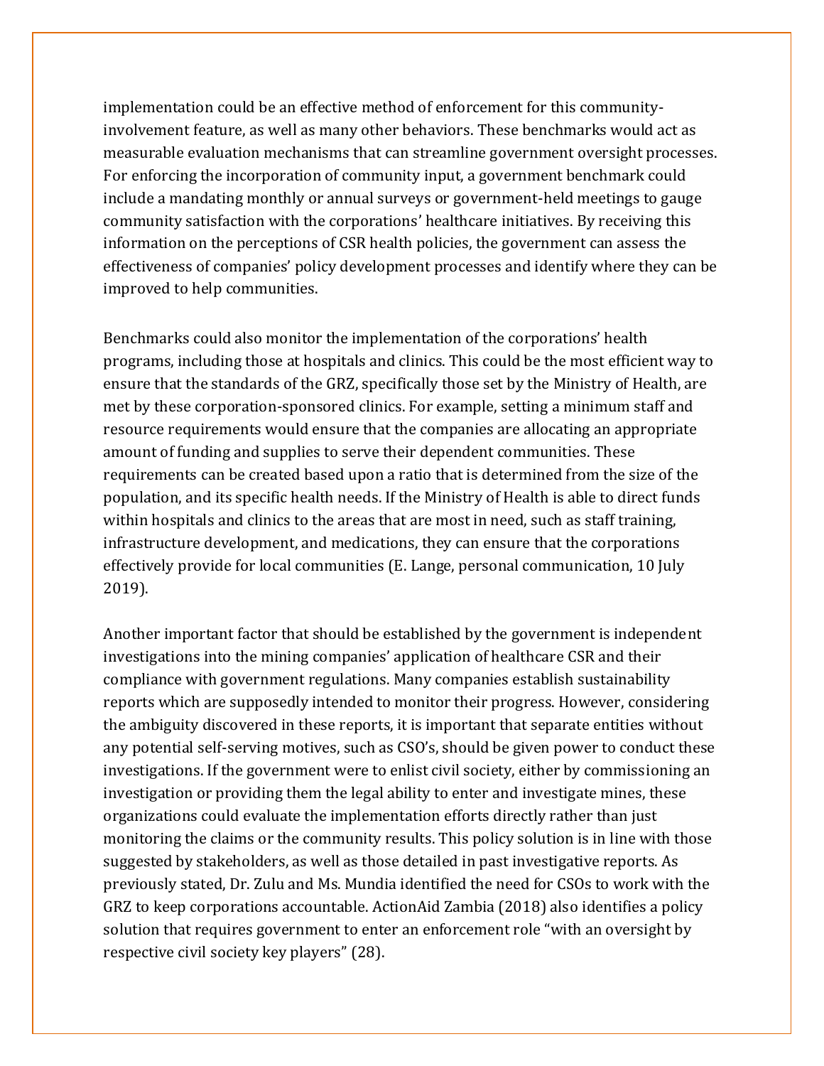implementation could be an effective method of enforcement for this community-involvement feature, as well as many other behaviors. These benchmarks would act as measurable evaluation mechanisms that can streamline government oversight processes. For enforcing the incorporation of community input, a government benchmark could include a mandating monthly or annual surveys or government-held meetings to gauge community satisfaction with the corporations' healthcare initiatives. By receiving this information on the perceptions of CSR health policies, the government can assess the effectiveness of companies' policy development processes and identify where they can be improved to help communities.

Benchmarks could also monitor the implementation of the corporations' health programs, including those at hospitals and clinics. This could be the most efficient way to ensure that the standards of the GRZ, specifically those set by the Ministry of Health, are met by these corporation-sponsored clinics. For example, setting a minimum staff and resource requirements would ensure that the companies are allocating an appropriate amount of funding and supplies to serve their dependent communities. These requirements can be created based upon a ratio that is determined from the size of the population, and its specific health needs. If the Ministry of Health is able to direct funds within hospitals and clinics to the areas that are most in need, such as staff training, infrastructure development, and medications, they can ensure that the corporations effectively provide for local communities (E. Lange, personal communication, 10 July 2019).

Another important factor that should be established by the government is independent investigations into the mining companies' application of healthcare CSR and their compliance with government regulations. Many companies establish sustainability reports which are supposedly intended to monitor their progress. However, considering the ambiguity discovered in these reports, it is important that separate entities without any potential self-serving motives, such as CSO's, should be given power to conduct these investigations. If the government were to enlist civil society, either by commissioning an investigation or providing them the legal ability to enter and investigate mines, these organizations could evaluate the implementation efforts directly rather than just monitoring the claims or the community results. This policy solution is in line with those suggested by stakeholders, as well as those detailed in past investigative reports. As previously stated, Dr. Zulu and Ms. Mundia identified the need for CSOs to work with the GRZ to keep corporations accountable. ActionAid Zambia (2018) also identifies a policy solution that requires government to enter an enforcement role "with an oversight by respective civil society key players" (28).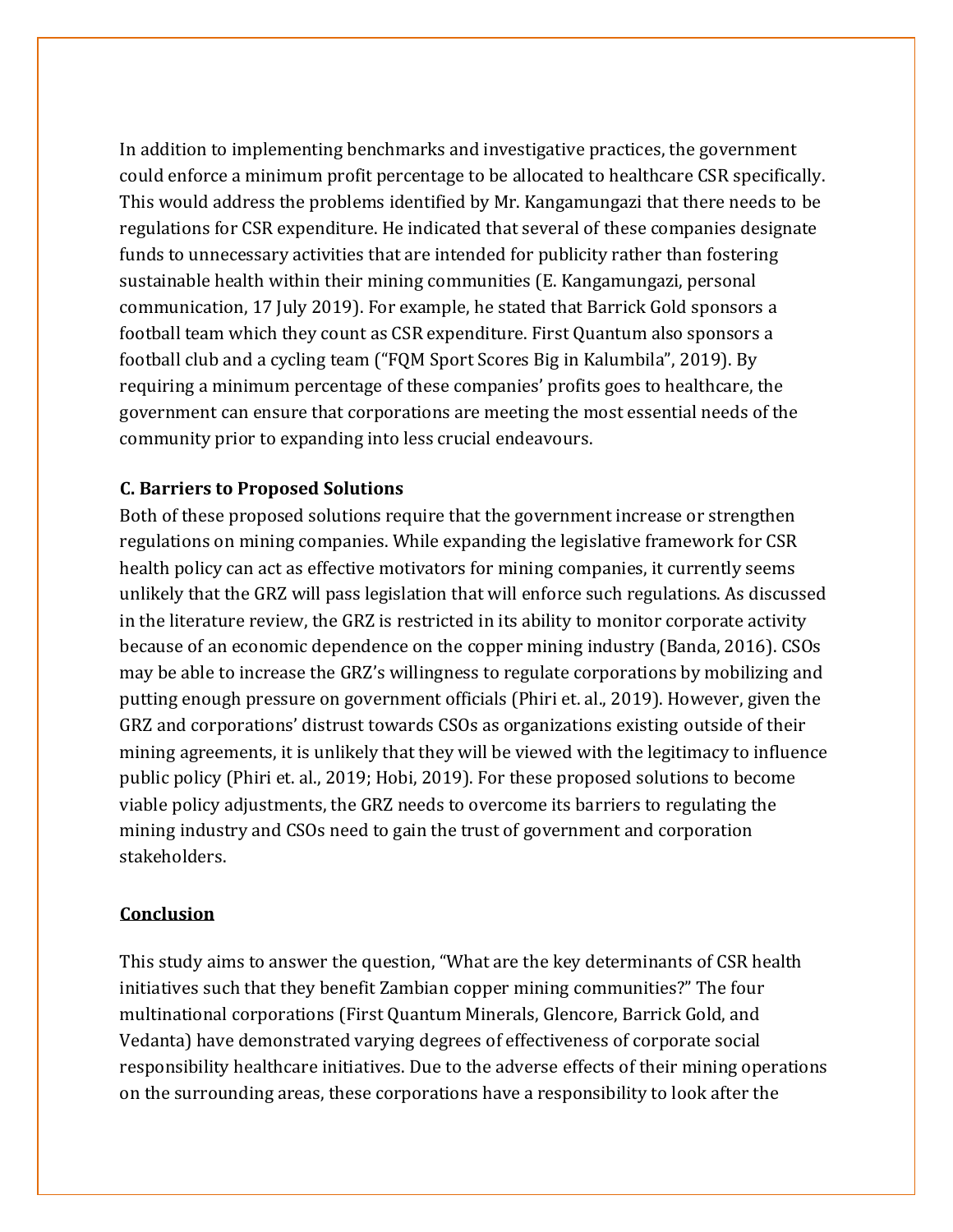In addition to implementing benchmarks and investigative practices, the government could enforce a minimum profit percentage to be allocated to healthcare CSR specifically. This would address the problems identified by Mr. Kangamungazi that there needs to be regulations for CSR expenditure. He indicated that several of these companies designate funds to unnecessary activities that are intended for publicity rather than fostering sustainable health within their mining communities (E. Kangamungazi, personal communication, 17 July 2019). For example, he stated that Barrick Gold sponsors a football team which they count as CSR expenditure. First Quantum also sponsors a football club and a cycling team ("FQM Sport Scores Big in Kalumbila", 2019). By requiring a minimum percentage of these companies' profits goes to healthcare, the government can ensure that corporations are meeting the most essential needs of the community prior to expanding into less crucial endeavours.

**C. Barriers to Proposed Solutions**

Both of these proposed solutions require that the government increase or strengthen regulations on mining companies. While expanding the legislative framework for CSR health policy can act as effective motivators for mining companies, it currently seems unlikely that the GRZ will pass legislation that will enforce such regulations. As discussed in the literature review, the GRZ is restricted in its ability to monitor corporate activity because of an economic dependence on the copper mining industry (Banda, 2016). CSOs may be able to increase the GRZ's willingness to regulate corporations by mobilizing and putting enough pressure on government officials (Phiri et. al., 2019). However, given the GRZ and corporations' distrust towards CSOs as organizations existing outside of their mining agreements, it is unlikely that they will be viewed with the legitimacy to influence public policy (Phiri et. al., 2019; Hobi, 2019). For these proposed solutions to become viable policy adjustments, the GRZ needs to overcome its barriers to regulating the mining industry and CSOs need to gain the trust of government and corporation stakeholders.

## Conclusion

This study aims to answer the question, "What are the key determinants of CSR health initiatives such that they benefit Zambian copper mining communities?" The four multinational corporations (First Quantum Minerals, Glencore, Barrick Gold, and Vedanta) have demonstrated varying degrees of effectiveness of corporate social responsibility healthcare initiatives. Due to the adverse effects of their mining operations on the surrounding areas, these corporations have a responsibility to look after the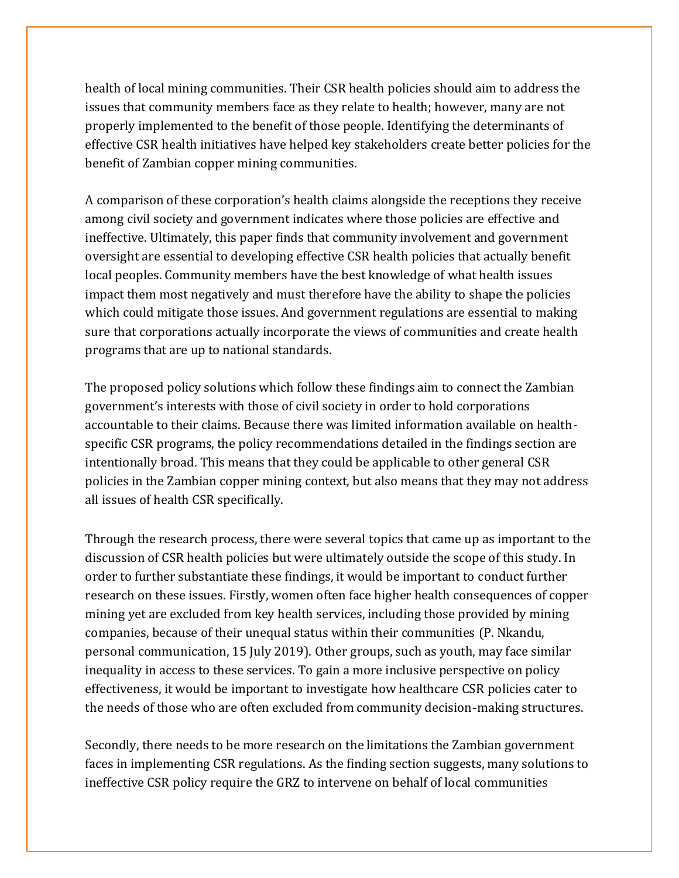health of local mining communities. Their CSR health policies should aim to address the issues that community members face as they relate to health; however, many are not properly implemented to the benefit of those people. Identifying the determinants of effective CSR health initiatives have helped key stakeholders create better policies for the benefit of Zambian copper mining communities.

A comparison of these corporation's health claims alongside the receptions they receive among civil society and government indicates where those policies are effective and ineffective. Ultimately, this paper finds that community involvement and government oversight are essential to developing effective CSR health policies that actually benefit local peoples. Community members have the best knowledge of what health issues impact them most negatively and must therefore have the ability to shape the policies which could mitigate those issues. And government regulations are essential to making sure that corporations actually incorporate the views of communities and create health programs that are up to national standards.

The proposed policy solutions which follow these findings aim to connect the Zambian government's interests with those of civil society in order to hold corporations accountable to their claims. Because there was limited information available on health-specific CSR programs, the policy recommendations detailed in the findings section are intentionally broad. This means that they could be applicable to other general CSR policies in the Zambian copper mining context, but also means that they may not address all issues of health CSR specifically.

Through the research process, there were several topics that came up as important to the discussion of CSR health policies but were ultimately outside the scope of this study. In order to further substantiate these findings, it would be important to conduct further research on these issues. Firstly, women often face higher health consequences of copper mining yet are excluded from key health services, including those provided by mining companies, because of their unequal status within their communities (P. Nkandu, personal communication, 15 July 2019). Other groups, such as youth, may face similar inequality in access to these services. To gain a more inclusive perspective on policy effectiveness, it would be important to investigate how healthcare CSR policies cater to the needs of those who are often excluded from community decision-making structures.

Secondly, there needs to be more research on the limitations the Zambian government faces in implementing CSR regulations. As the finding section suggests, many solutions to ineffective CSR policy require the GRZ to intervene on behalf of local communities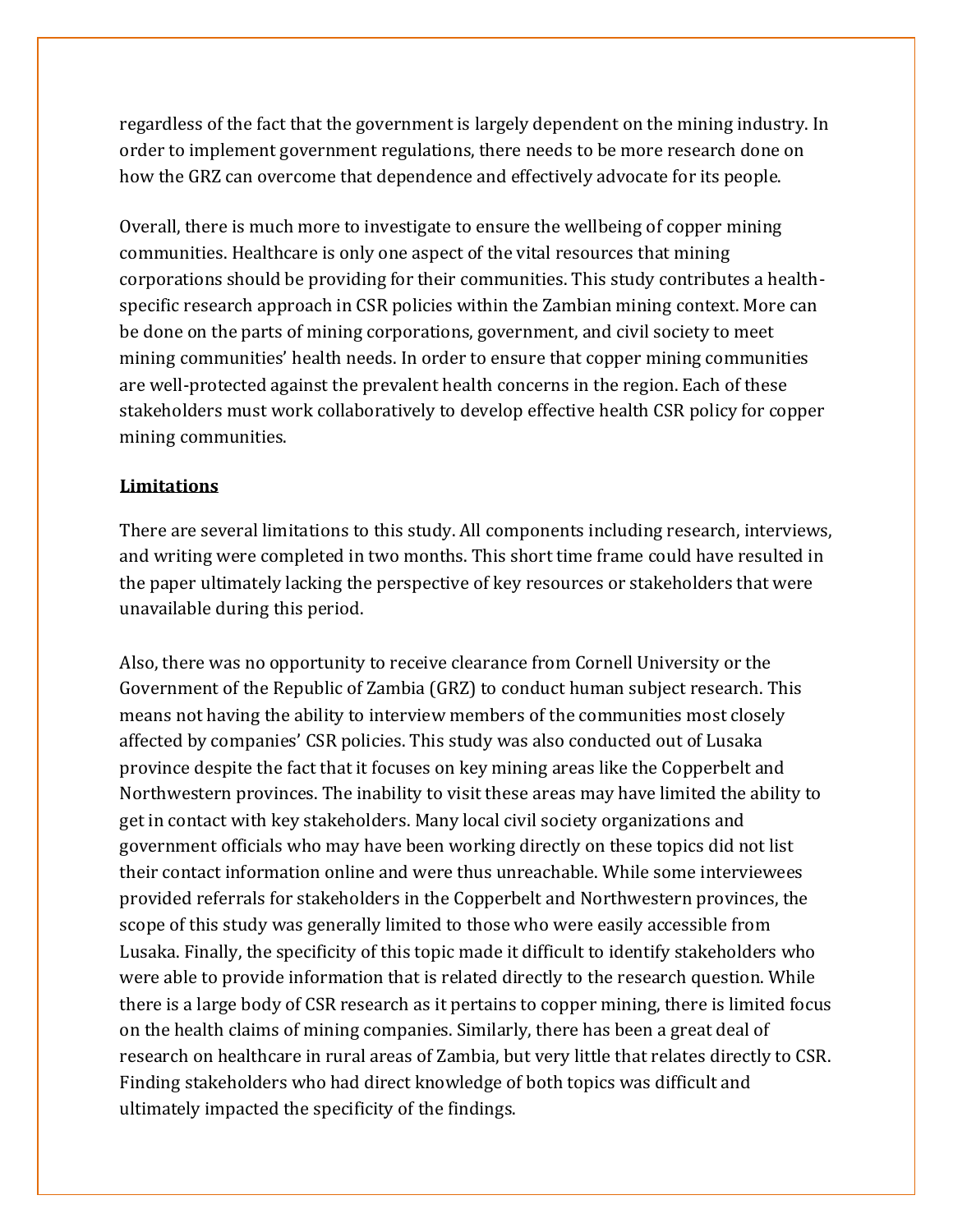regardless of the fact that the government is largely dependent on the mining industry. In order to implement government regulations, there needs to be more research done on how the GRZ can overcome that dependence and effectively advocate for its people.

Overall, there is much more to investigate to ensure the wellbeing of copper mining communities. Healthcare is only one aspect of the vital resources that mining corporations should be providing for their communities. This study contributes a health-specific research approach in CSR policies within the Zambian mining context. More can be done on the parts of mining corporations, government, and civil society to meet mining communities' health needs. In order to ensure that copper mining communities are well-protected against the prevalent health concerns in the region. Each of these stakeholders must work collaboratively to develop effective health CSR policy for copper mining communities.

## Limitations

There are several limitations to this study. All components including research, interviews, and writing were completed in two months. This short time frame could have resulted in the paper ultimately lacking the perspective of key resources or stakeholders that were unavailable during this period.

Also, there was no opportunity to receive clearance from Cornell University or the Government of the Republic of Zambia (GRZ) to conduct human subject research. This means not having the ability to interview members of the communities most closely affected by companies' CSR policies. This study was also conducted out of Lusaka province despite the fact that it focuses on key mining areas like the Copperbelt and Northwestern provinces. The inability to visit these areas may have limited the ability to get in contact with key stakeholders. Many local civil society organizations and government officials who may have been working directly on these topics did not list their contact information online and were thus unreachable. While some interviewees provided referrals for stakeholders in the Copperbelt and Northwestern provinces, the scope of this study was generally limited to those who were easily accessible from Lusaka. Finally, the specificity of this topic made it difficult to identify stakeholders who were able to provide information that is related directly to the research question. While there is a large body of CSR research as it pertains to copper mining, there is limited focus on the health claims of mining companies. Similarly, there has been a great deal of research on healthcare in rural areas of Zambia, but very little that relates directly to CSR. Finding stakeholders who had direct knowledge of both topics was difficult and ultimately impacted the specificity of the findings.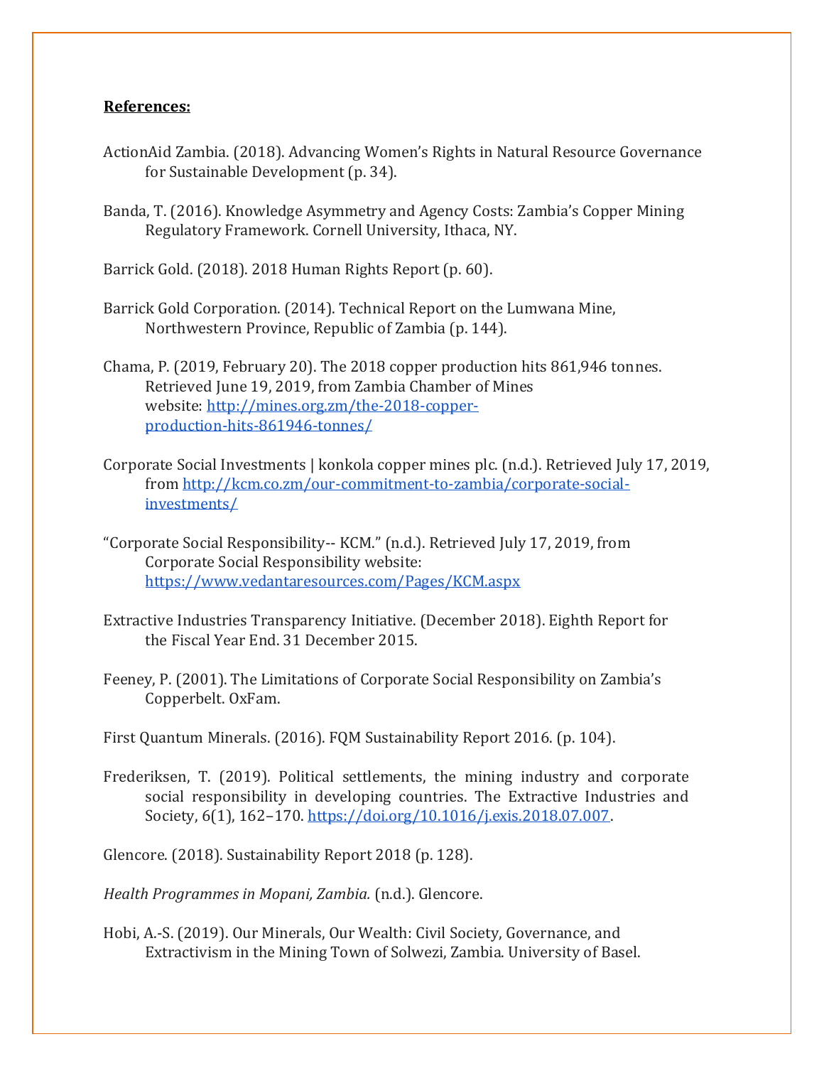**References:**

ActionAid Zambia. (2018). Advancing Women's Rights in Natural Resource Governance for Sustainable Development (p. 34).

Banda, T. (2016). Knowledge Asymmetry and Agency Costs: Zambia's Copper Mining Regulatory Framework. Cornell University, Ithaca, NY.

Barrick Gold. (2018). 2018 Human Rights Report (p. 60).

Barrick Gold Corporation. (2014). Technical Report on the Lumwana Mine, Northwestern Province, Republic of Zambia (p. 144).

Chama, P. (2019, February 20). The 2018 copper production hits 861,946 tonnes. Retrieved June 19, 2019, from Zambia Chamber of Mines website: http://mines.org.zm/the-2018-copper-production-hits-861946-tonnes/

Corporate Social Investments | konkola copper mines plc. (n.d.). Retrieved July 17, 2019, from http://kcm.co.zm/our-commitment-to-zambia/corporate-social-investments/

"Corporate Social Responsibility-- KCM." (n.d.). Retrieved July 17, 2019, from Corporate Social Responsibility website: https://www.vedantaresources.com/Pages/KCM.aspx

Extractive Industries Transparency Initiative. (December 2018). Eighth Report for the Fiscal Year End. 31 December 2015.

Feeney, P. (2001). The Limitations of Corporate Social Responsibility on Zambia's Copperbelt. OxFam.

First Quantum Minerals. (2016). FQM Sustainability Report 2016. (p. 104).

Frederiksen, T. (2019). Political settlements, the mining industry and corporate social responsibility in developing countries. The Extractive Industries and Society, 6(1), 162–170. https://doi.org/10.1016/j.exis.2018.07.007.

Glencore. (2018). Sustainability Report 2018 (p. 128).

*Health Programmes in Mopani, Zambia.* (n.d.). Glencore.

Hobi, A.-S. (2019). Our Minerals, Our Wealth: Civil Society, Governance, and Extractivism in the Mining Town of Solwezi, Zambia. University of Basel.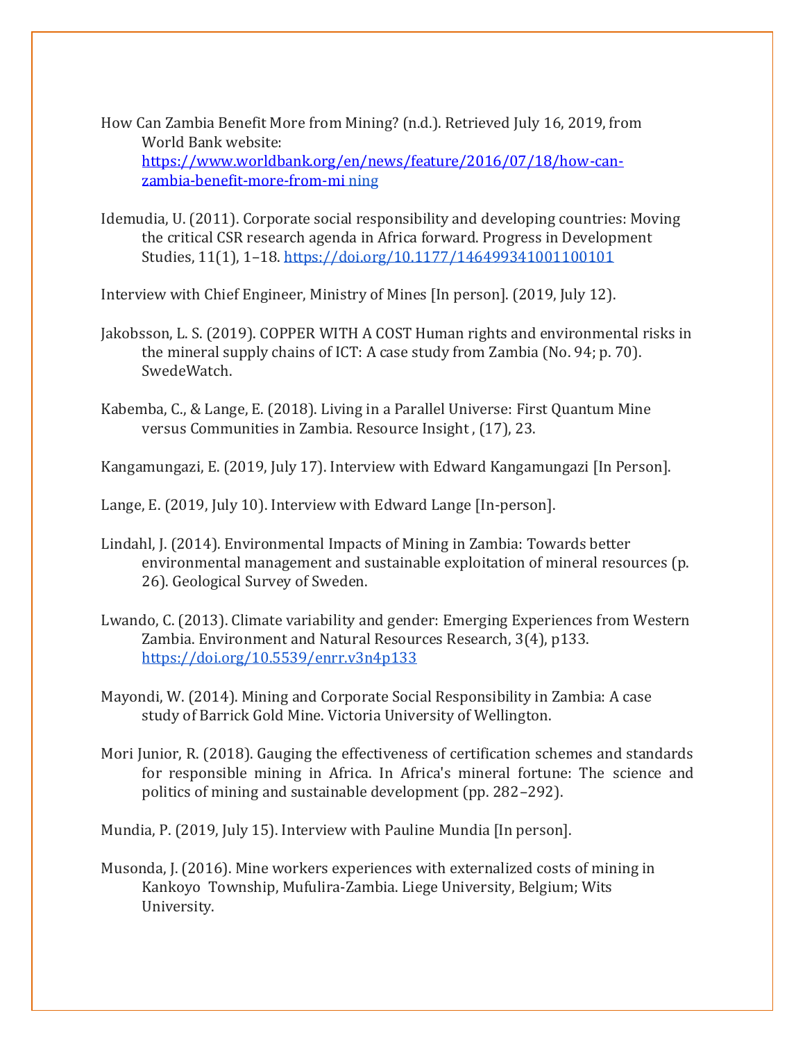How Can Zambia Benefit More from Mining? (n.d.). Retrieved July 16, 2019, from World Bank website: https://www.worldbank.org/en/news/feature/2016/07/18/how-can-zambia-benefit-more-from-mi ning

Idemudia, U. (2011). Corporate social responsibility and developing countries: Moving the critical CSR research agenda in Africa forward. Progress in Development Studies, 11(1), 1–18. https://doi.org/10.1177/146499341001100101

Interview with Chief Engineer, Ministry of Mines [In person]. (2019, July 12).

Jakobsson, L. S. (2019). COPPER WITH A COST Human rights and environmental risks in the mineral supply chains of ICT: A case study from Zambia (No. 94; p. 70). SwedeWatch.

Kabemba, C., & Lange, E. (2018). Living in a Parallel Universe: First Quantum Mine versus Communities in Zambia. Resource Insight , (17), 23.

Kangamungazi, E. (2019, July 17). Interview with Edward Kangamungazi [In Person].

Lange, E. (2019, July 10). Interview with Edward Lange [In-person].

Lindahl, J. (2014). Environmental Impacts of Mining in Zambia: Towards better environmental management and sustainable exploitation of mineral resources (p. 26). Geological Survey of Sweden.

Lwando, C. (2013). Climate variability and gender: Emerging Experiences from Western Zambia. Environment and Natural Resources Research, 3(4), p133. https://doi.org/10.5539/enrr.v3n4p133

Mayondi, W. (2014). Mining and Corporate Social Responsibility in Zambia: A case study of Barrick Gold Mine. Victoria University of Wellington.

Mori Junior, R. (2018). Gauging the effectiveness of certification schemes and standards for responsible mining in Africa. In Africa's mineral fortune: The science and politics of mining and sustainable development (pp. 282–292).

Mundia, P. (2019, July 15). Interview with Pauline Mundia [In person].

Musonda, J. (2016). Mine workers experiences with externalized costs of mining in Kankoyo Township, Mufulira-Zambia. Liege University, Belgium; Wits University.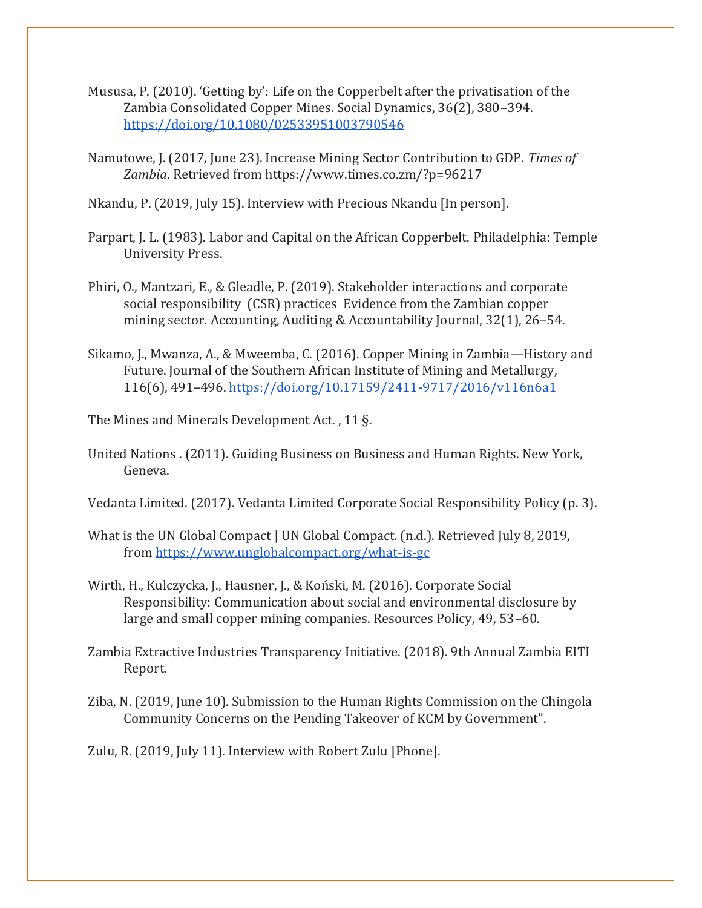Mususa, P. (2010). 'Getting by': Life on the Copperbelt after the privatisation of the Zambia Consolidated Copper Mines. Social Dynamics, 36(2), 380–394. https://doi.org/10.1080/02533951003790546

Namutowe, J. (2017, June 23). Increase Mining Sector Contribution to GDP. *Times of Zambia*. Retrieved from https://www.times.co.zm/?p=96217

Nkandu, P. (2019, July 15). Interview with Precious Nkandu [In person].

Parpart, J. L. (1983). Labor and Capital on the African Copperbelt. Philadelphia: Temple University Press.

Phiri, O., Mantzari, E., & Gleadle, P. (2019). Stakeholder interactions and corporate social responsibility (CSR) practices Evidence from the Zambian copper mining sector. Accounting, Auditing & Accountability Journal, 32(1), 26–54.

Sikamo, J., Mwanza, A., & Mweemba, C. (2016). Copper Mining in Zambia—History and Future. Journal of the Southern African Institute of Mining and Metallurgy, 116(6), 491–496. https://doi.org/10.17159/2411-9717/2016/v116n6a1

The Mines and Minerals Development Act. , 11 §.

United Nations . (2011). Guiding Business on Business and Human Rights. New York, Geneva.

Vedanta Limited. (2017). Vedanta Limited Corporate Social Responsibility Policy (p. 3).

What is the UN Global Compact | UN Global Compact. (n.d.). Retrieved July 8, 2019, from https://www.unglobalcompact.org/what-is-gc

Wirth, H., Kulczycka, J., Hausner, J., & Koński, M. (2016). Corporate Social Responsibility: Communication about social and environmental disclosure by large and small copper mining companies. Resources Policy, 49, 53–60.

Zambia Extractive Industries Transparency Initiative. (2018). 9th Annual Zambia EITI Report.

Ziba, N. (2019, June 10). Submission to the Human Rights Commission on the Chingola Community Concerns on the Pending Takeover of KCM by Government".

Zulu, R. (2019, July 11). Interview with Robert Zulu [Phone].